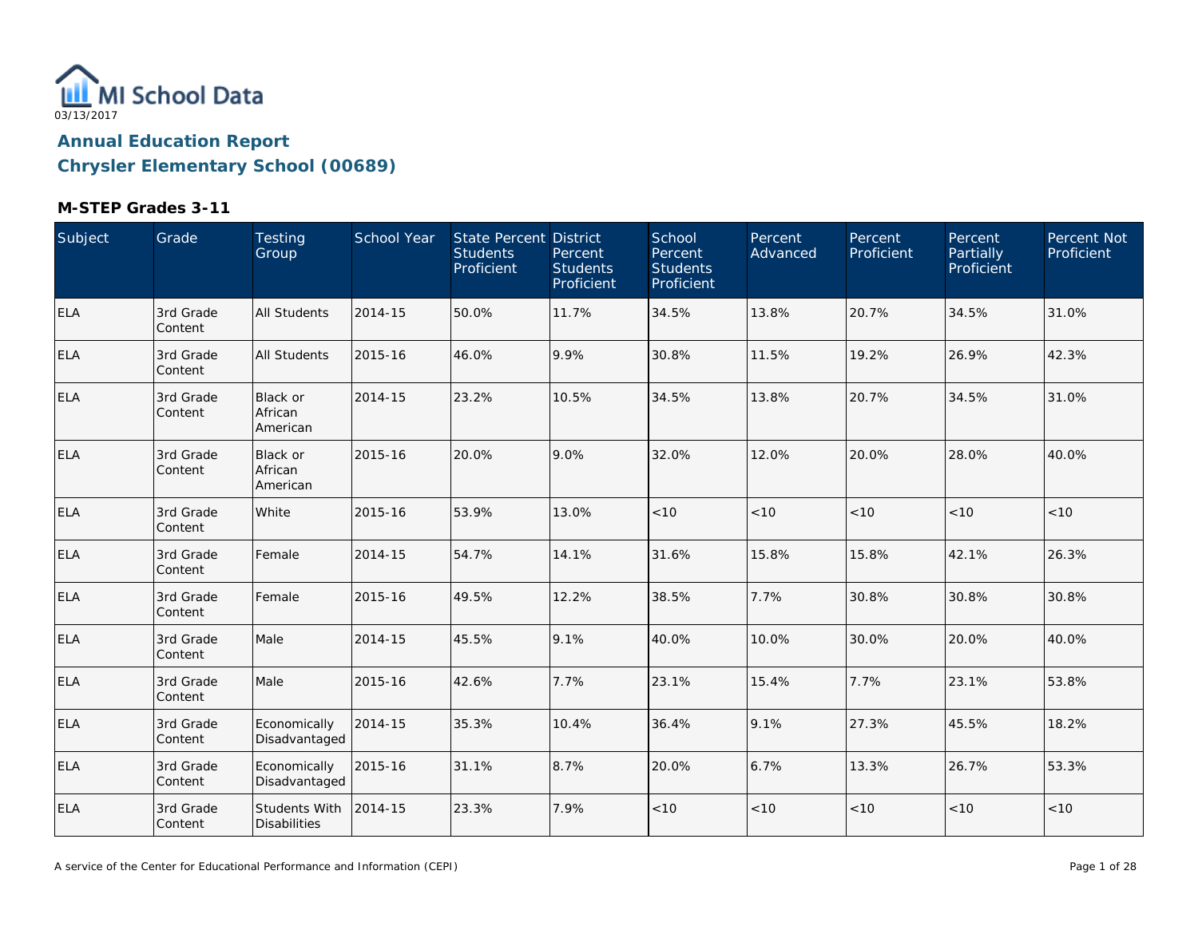MI School Data

03/13/2017

## Annual Education Report

## Chrysler Elementary School (00689)

### M-STEP Grades 3-11

| Subject | Grade | Testing Group | School Year | State Percent Students Proficient | District Percent Students Proficient | School Percent Students Proficient | Percent Advanced | Percent Proficient | Percent Partially Proficient | Percent Not Proficient |
|---|---|---|---|---|---|---|---|---|---|---|
| ELA | 3rd Grade Content | All Students | 2014-15 | 50.0% | 11.7% | 34.5% | 13.8% | 20.7% | 34.5% | 31.0% |
| ELA | 3rd Grade Content | All Students | 2015-16 | 46.0% | 9.9% | 30.8% | 11.5% | 19.2% | 26.9% | 42.3% |
| ELA | 3rd Grade Content | Black or African American | 2014-15 | 23.2% | 10.5% | 34.5% | 13.8% | 20.7% | 34.5% | 31.0% |
| ELA | 3rd Grade Content | Black or African American | 2015-16 | 20.0% | 9.0% | 32.0% | 12.0% | 20.0% | 28.0% | 40.0% |
| ELA | 3rd Grade Content | White | 2015-16 | 53.9% | 13.0% | <10 | <10 | <10 | <10 | <10 |
| ELA | 3rd Grade Content | Female | 2014-15 | 54.7% | 14.1% | 31.6% | 15.8% | 15.8% | 42.1% | 26.3% |
| ELA | 3rd Grade Content | Female | 2015-16 | 49.5% | 12.2% | 38.5% | 7.7% | 30.8% | 30.8% | 30.8% |
| ELA | 3rd Grade Content | Male | 2014-15 | 45.5% | 9.1% | 40.0% | 10.0% | 30.0% | 20.0% | 40.0% |
| ELA | 3rd Grade Content | Male | 2015-16 | 42.6% | 7.7% | 23.1% | 15.4% | 7.7% | 23.1% | 53.8% |
| ELA | 3rd Grade Content | Economically Disadvantaged | 2014-15 | 35.3% | 10.4% | 36.4% | 9.1% | 27.3% | 45.5% | 18.2% |
| ELA | 3rd Grade Content | Economically Disadvantaged | 2015-16 | 31.1% | 8.7% | 20.0% | 6.7% | 13.3% | 26.7% | 53.3% |
| ELA | 3rd Grade Content | Students With Disabilities | 2014-15 | 23.3% | 7.9% | <10 | <10 | <10 | <10 | <10 |

A service of the Center for Educational Performance and Information (CEPI)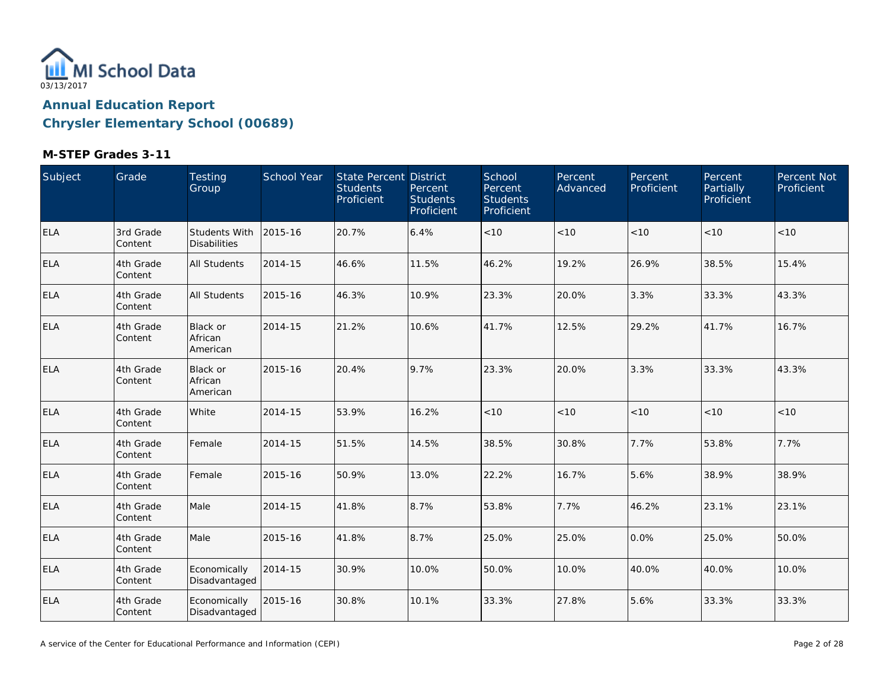03/13/2017

## Annual Education Report
## Chrysler Elementary School (00689)

### M-STEP Grades 3-11

| Subject | Grade | Testing Group | School Year | State Percent Students Proficient | District Percent Students Proficient | School Percent Students Proficient | Percent Advanced | Percent Proficient | Percent Partially Proficient | Percent Not Proficient |
|---|---|---|---|---|---|---|---|---|---|---|
| ELA | 3rd Grade Content | Students With Disabilities | 2015-16 | 20.7% | 6.4% | <10 | <10 | <10 | <10 | <10 |
| ELA | 4th Grade Content | All Students | 2014-15 | 46.6% | 11.5% | 46.2% | 19.2% | 26.9% | 38.5% | 15.4% |
| ELA | 4th Grade Content | All Students | 2015-16 | 46.3% | 10.9% | 23.3% | 20.0% | 3.3% | 33.3% | 43.3% |
| ELA | 4th Grade Content | Black or African American | 2014-15 | 21.2% | 10.6% | 41.7% | 12.5% | 29.2% | 41.7% | 16.7% |
| ELA | 4th Grade Content | Black or African American | 2015-16 | 20.4% | 9.7% | 23.3% | 20.0% | 3.3% | 33.3% | 43.3% |
| ELA | 4th Grade Content | White | 2014-15 | 53.9% | 16.2% | <10 | <10 | <10 | <10 | <10 |
| ELA | 4th Grade Content | Female | 2014-15 | 51.5% | 14.5% | 38.5% | 30.8% | 7.7% | 53.8% | 7.7% |
| ELA | 4th Grade Content | Female | 2015-16 | 50.9% | 13.0% | 22.2% | 16.7% | 5.6% | 38.9% | 38.9% |
| ELA | 4th Grade Content | Male | 2014-15 | 41.8% | 8.7% | 53.8% | 7.7% | 46.2% | 23.1% | 23.1% |
| ELA | 4th Grade Content | Male | 2015-16 | 41.8% | 8.7% | 25.0% | 25.0% | 0.0% | 25.0% | 50.0% |
| ELA | 4th Grade Content | Economically Disadvantaged | 2014-15 | 30.9% | 10.0% | 50.0% | 10.0% | 40.0% | 40.0% | 10.0% |
| ELA | 4th Grade Content | Economically Disadvantaged | 2015-16 | 30.8% | 10.1% | 33.3% | 27.8% | 5.6% | 33.3% | 33.3% |

A service of the Center for Educational Performance and Information (CEPI)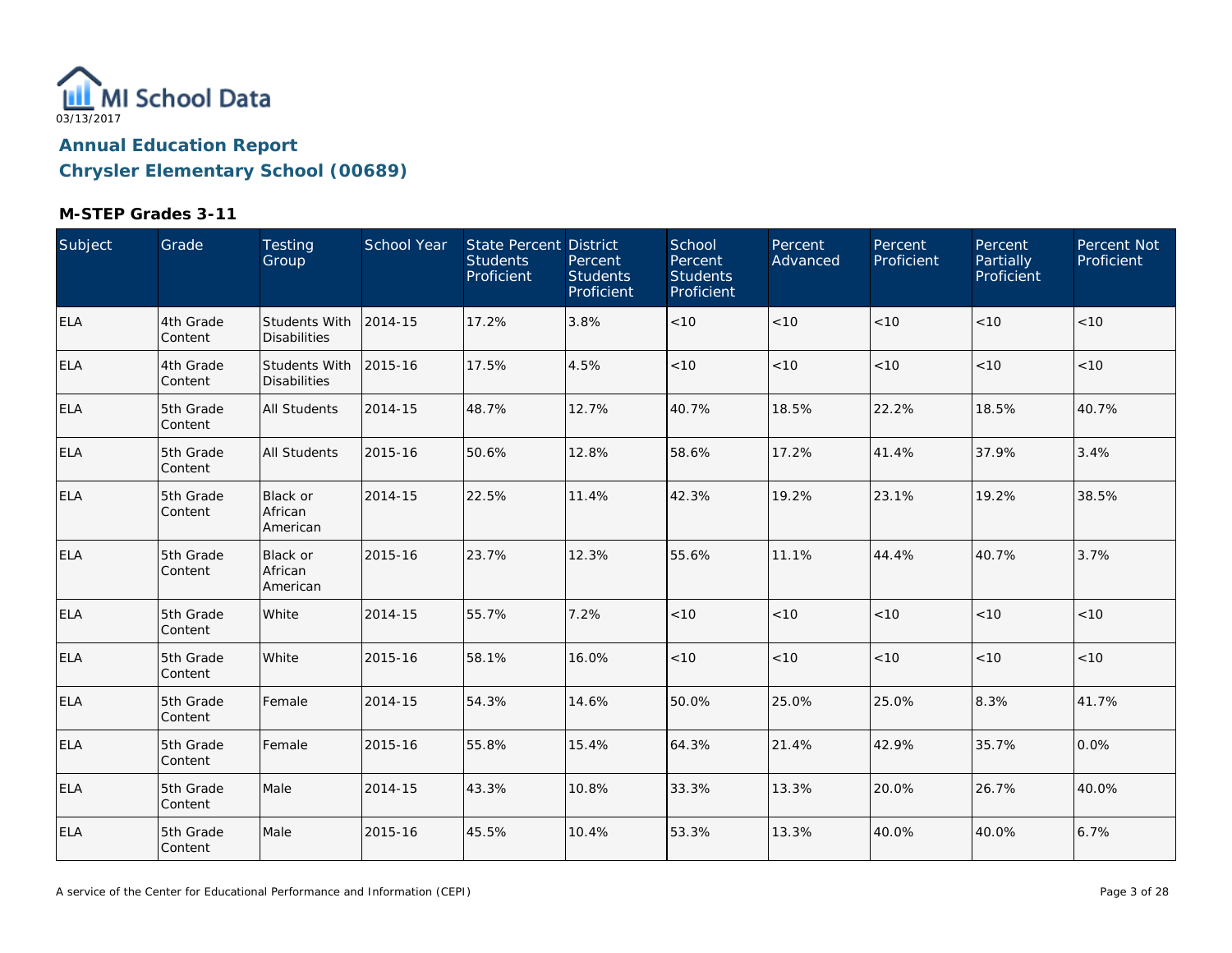MI School Data

03/13/2017

## Annual Education Report

## Chrysler Elementary School (00689)

### M-STEP Grades 3-11

| Subject | Grade | Testing Group | School Year | State Percent Students Proficient | District Percent Students Proficient | School Percent Students Proficient | Percent Advanced | Percent Proficient | Percent Partially Proficient | Percent Not Proficient |
|---|---|---|---|---|---|---|---|---|---|---|
| ELA | 4th Grade Content | Students With Disabilities | 2014-15 | 17.2% | 3.8% | <10 | <10 | <10 | <10 | <10 |
| ELA | 4th Grade Content | Students With Disabilities | 2015-16 | 17.5% | 4.5% | <10 | <10 | <10 | <10 | <10 |
| ELA | 5th Grade Content | All Students | 2014-15 | 48.7% | 12.7% | 40.7% | 18.5% | 22.2% | 18.5% | 40.7% |
| ELA | 5th Grade Content | All Students | 2015-16 | 50.6% | 12.8% | 58.6% | 17.2% | 41.4% | 37.9% | 3.4% |
| ELA | 5th Grade Content | Black or African American | 2014-15 | 22.5% | 11.4% | 42.3% | 19.2% | 23.1% | 19.2% | 38.5% |
| ELA | 5th Grade Content | Black or African American | 2015-16 | 23.7% | 12.3% | 55.6% | 11.1% | 44.4% | 40.7% | 3.7% |
| ELA | 5th Grade Content | White | 2014-15 | 55.7% | 7.2% | <10 | <10 | <10 | <10 | <10 |
| ELA | 5th Grade Content | White | 2015-16 | 58.1% | 16.0% | <10 | <10 | <10 | <10 | <10 |
| ELA | 5th Grade Content | Female | 2014-15 | 54.3% | 14.6% | 50.0% | 25.0% | 25.0% | 8.3% | 41.7% |
| ELA | 5th Grade Content | Female | 2015-16 | 55.8% | 15.4% | 64.3% | 21.4% | 42.9% | 35.7% | 0.0% |
| ELA | 5th Grade Content | Male | 2014-15 | 43.3% | 10.8% | 33.3% | 13.3% | 20.0% | 26.7% | 40.0% |
| ELA | 5th Grade Content | Male | 2015-16 | 45.5% | 10.4% | 53.3% | 13.3% | 40.0% | 40.0% | 6.7% |

A service of the Center for Educational Performance and Information (CEPI)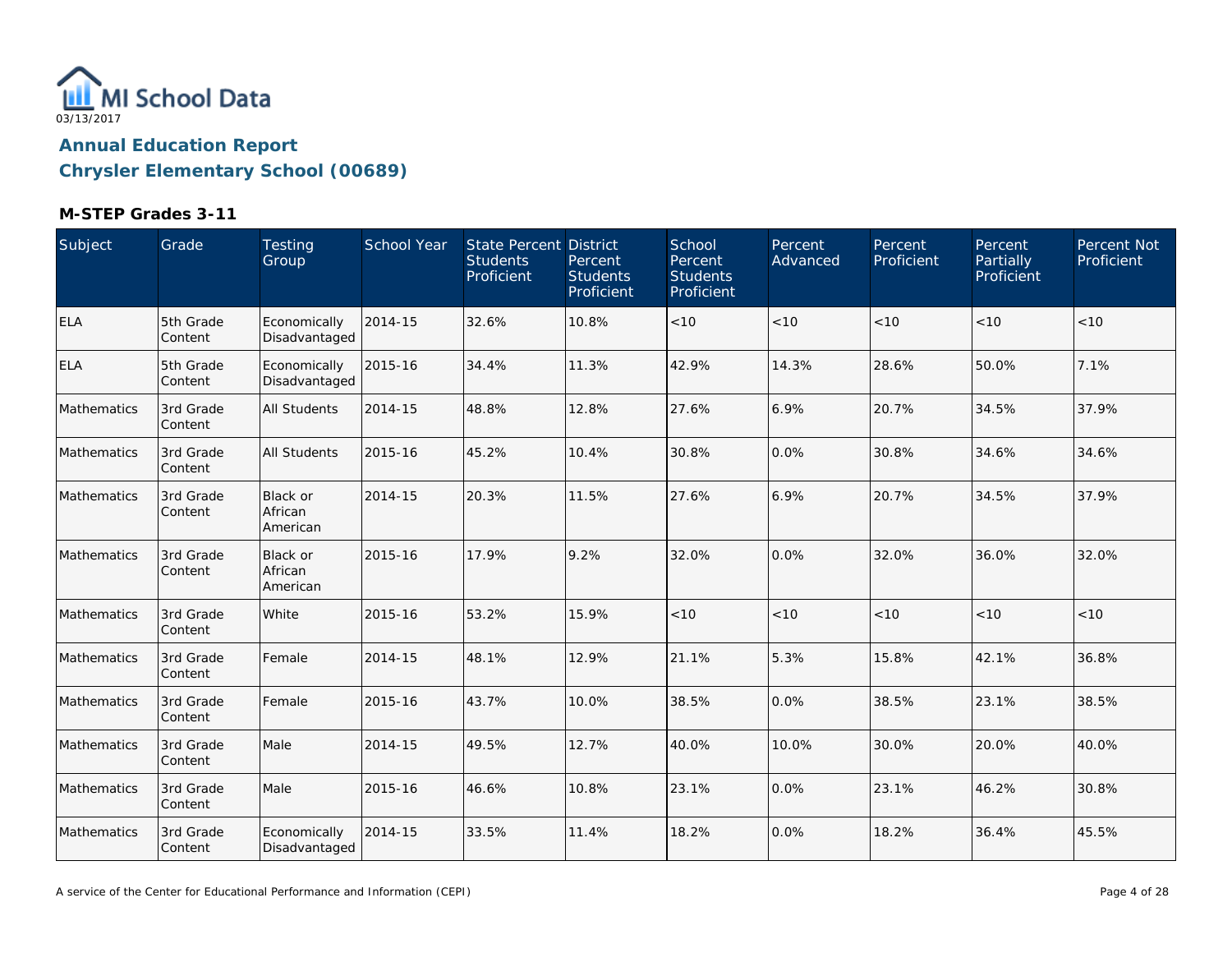MI School Data
03/13/2017

# Annual Education Report

## Chrysler Elementary School (00689)

### M-STEP Grades 3-11

| Subject | Grade | Testing Group | School Year | State Percent Students Proficient | District Percent Students Proficient | School Percent Students Proficient | Percent Advanced | Percent Proficient | Percent Partially Proficient | Percent Not Proficient |
|---|---|---|---|---|---|---|---|---|---|---|
| ELA | 5th Grade Content | Economically Disadvantaged | 2014-15 | 32.6% | 10.8% | <10 | <10 | <10 | <10 | <10 |
| ELA | 5th Grade Content | Economically Disadvantaged | 2015-16 | 34.4% | 11.3% | 42.9% | 14.3% | 28.6% | 50.0% | 7.1% |
| Mathematics | 3rd Grade Content | All Students | 2014-15 | 48.8% | 12.8% | 27.6% | 6.9% | 20.7% | 34.5% | 37.9% |
| Mathematics | 3rd Grade Content | All Students | 2015-16 | 45.2% | 10.4% | 30.8% | 0.0% | 30.8% | 34.6% | 34.6% |
| Mathematics | 3rd Grade Content | Black or African American | 2014-15 | 20.3% | 11.5% | 27.6% | 6.9% | 20.7% | 34.5% | 37.9% |
| Mathematics | 3rd Grade Content | Black or African American | 2015-16 | 17.9% | 9.2% | 32.0% | 0.0% | 32.0% | 36.0% | 32.0% |
| Mathematics | 3rd Grade Content | White | 2015-16 | 53.2% | 15.9% | <10 | <10 | <10 | <10 | <10 |
| Mathematics | 3rd Grade Content | Female | 2014-15 | 48.1% | 12.9% | 21.1% | 5.3% | 15.8% | 42.1% | 36.8% |
| Mathematics | 3rd Grade Content | Female | 2015-16 | 43.7% | 10.0% | 38.5% | 0.0% | 38.5% | 23.1% | 38.5% |
| Mathematics | 3rd Grade Content | Male | 2014-15 | 49.5% | 12.7% | 40.0% | 10.0% | 30.0% | 20.0% | 40.0% |
| Mathematics | 3rd Grade Content | Male | 2015-16 | 46.6% | 10.8% | 23.1% | 0.0% | 23.1% | 46.2% | 30.8% |
| Mathematics | 3rd Grade Content | Economically Disadvantaged | 2014-15 | 33.5% | 11.4% | 18.2% | 0.0% | 18.2% | 36.4% | 45.5% |

A service of the Center for Educational Performance and Information (CEPI)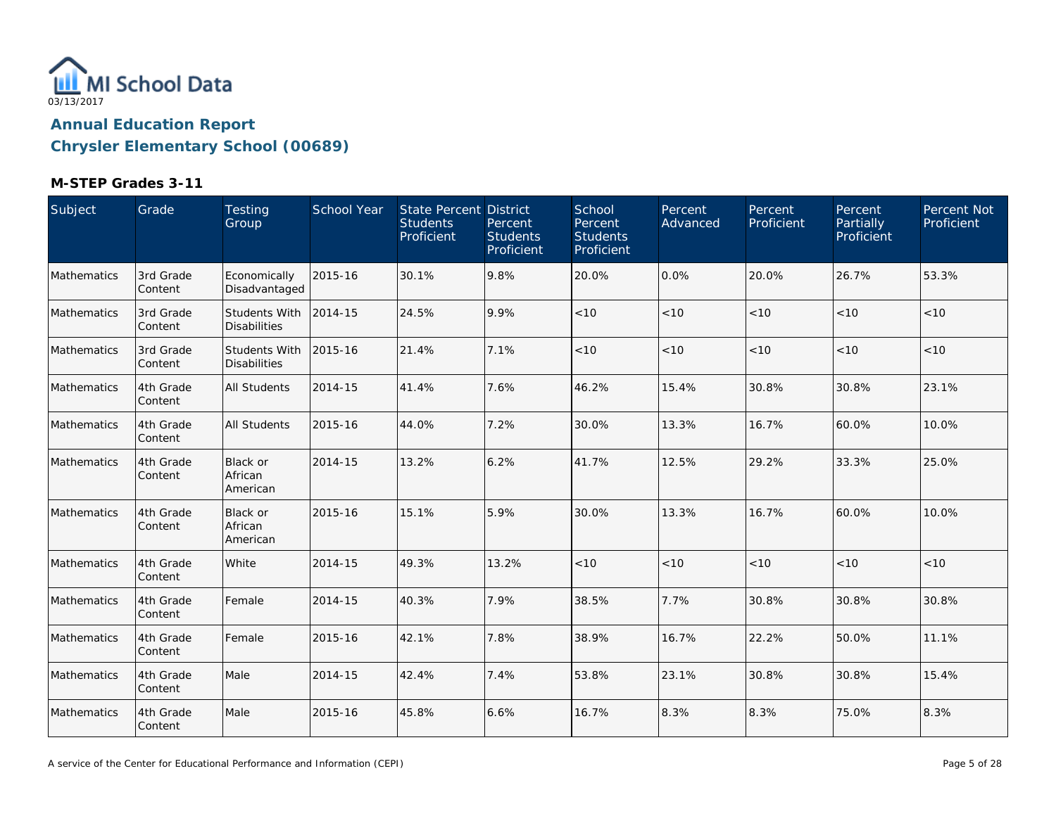03/13/2017

# Annual Education Report

## Chrysler Elementary School (00689)

### M-STEP Grades 3-11

| Subject | Grade | Testing Group | School Year | State Percent Students Proficient | District Percent Students Proficient | School Percent Students Proficient | Percent Advanced | Percent Proficient | Percent Partially Proficient | Percent Not Proficient |
|---|---|---|---|---|---|---|---|---|---|---|
| Mathematics | 3rd Grade Content | Economically Disadvantaged | 2015-16 | 30.1% | 9.8% | 20.0% | 0.0% | 20.0% | 26.7% | 53.3% |
| Mathematics | 3rd Grade Content | Students With Disabilities | 2014-15 | 24.5% | 9.9% | <10 | <10 | <10 | <10 | <10 |
| Mathematics | 3rd Grade Content | Students With Disabilities | 2015-16 | 21.4% | 7.1% | <10 | <10 | <10 | <10 | <10 |
| Mathematics | 4th Grade Content | All Students | 2014-15 | 41.4% | 7.6% | 46.2% | 15.4% | 30.8% | 30.8% | 23.1% |
| Mathematics | 4th Grade Content | All Students | 2015-16 | 44.0% | 7.2% | 30.0% | 13.3% | 16.7% | 60.0% | 10.0% |
| Mathematics | 4th Grade Content | Black or African American | 2014-15 | 13.2% | 6.2% | 41.7% | 12.5% | 29.2% | 33.3% | 25.0% |
| Mathematics | 4th Grade Content | Black or African American | 2015-16 | 15.1% | 5.9% | 30.0% | 13.3% | 16.7% | 60.0% | 10.0% |
| Mathematics | 4th Grade Content | White | 2014-15 | 49.3% | 13.2% | <10 | <10 | <10 | <10 | <10 |
| Mathematics | 4th Grade Content | Female | 2014-15 | 40.3% | 7.9% | 38.5% | 7.7% | 30.8% | 30.8% | 30.8% |
| Mathematics | 4th Grade Content | Female | 2015-16 | 42.1% | 7.8% | 38.9% | 16.7% | 22.2% | 50.0% | 11.1% |
| Mathematics | 4th Grade Content | Male | 2014-15 | 42.4% | 7.4% | 53.8% | 23.1% | 30.8% | 30.8% | 15.4% |
| Mathematics | 4th Grade Content | Male | 2015-16 | 45.8% | 6.6% | 16.7% | 8.3% | 8.3% | 75.0% | 8.3% |

A service of the Center for Educational Performance and Information (CEPI)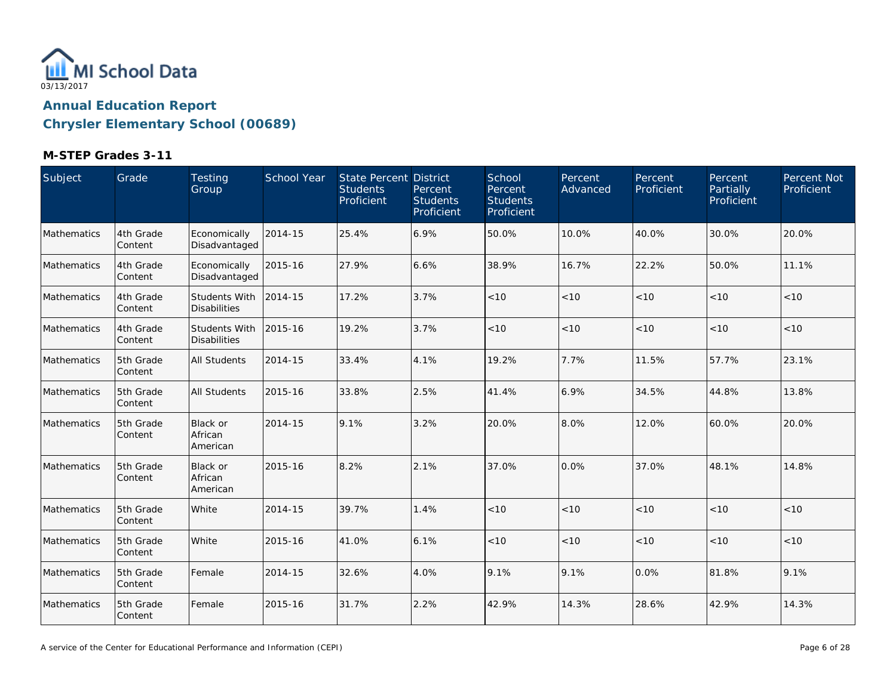MI School Data

03/13/2017

## Annual Education Report
## Chrysler Elementary School (00689)

### M-STEP Grades 3-11

| Subject | Grade | Testing Group | School Year | State Percent Students Proficient | District Percent Students Proficient | School Percent Students Proficient | Percent Advanced | Percent Proficient | Percent Partially Proficient | Percent Not Proficient |
|---|---|---|---|---|---|---|---|---|---|---|
| Mathematics | 4th Grade Content | Economically Disadvantaged | 2014-15 | 25.4% | 6.9% | 50.0% | 10.0% | 40.0% | 30.0% | 20.0% |
| Mathematics | 4th Grade Content | Economically Disadvantaged | 2015-16 | 27.9% | 6.6% | 38.9% | 16.7% | 22.2% | 50.0% | 11.1% |
| Mathematics | 4th Grade Content | Students With Disabilities | 2014-15 | 17.2% | 3.7% | <10 | <10 | <10 | <10 | <10 |
| Mathematics | 4th Grade Content | Students With Disabilities | 2015-16 | 19.2% | 3.7% | <10 | <10 | <10 | <10 | <10 |
| Mathematics | 5th Grade Content | All Students | 2014-15 | 33.4% | 4.1% | 19.2% | 7.7% | 11.5% | 57.7% | 23.1% |
| Mathematics | 5th Grade Content | All Students | 2015-16 | 33.8% | 2.5% | 41.4% | 6.9% | 34.5% | 44.8% | 13.8% |
| Mathematics | 5th Grade Content | Black or African American | 2014-15 | 9.1% | 3.2% | 20.0% | 8.0% | 12.0% | 60.0% | 20.0% |
| Mathematics | 5th Grade Content | Black or African American | 2015-16 | 8.2% | 2.1% | 37.0% | 0.0% | 37.0% | 48.1% | 14.8% |
| Mathematics | 5th Grade Content | White | 2014-15 | 39.7% | 1.4% | <10 | <10 | <10 | <10 | <10 |
| Mathematics | 5th Grade Content | White | 2015-16 | 41.0% | 6.1% | <10 | <10 | <10 | <10 | <10 |
| Mathematics | 5th Grade Content | Female | 2014-15 | 32.6% | 4.0% | 9.1% | 9.1% | 0.0% | 81.8% | 9.1% |
| Mathematics | 5th Grade Content | Female | 2015-16 | 31.7% | 2.2% | 42.9% | 14.3% | 28.6% | 42.9% | 14.3% |

A service of the Center for Educational Performance and Information (CEPI)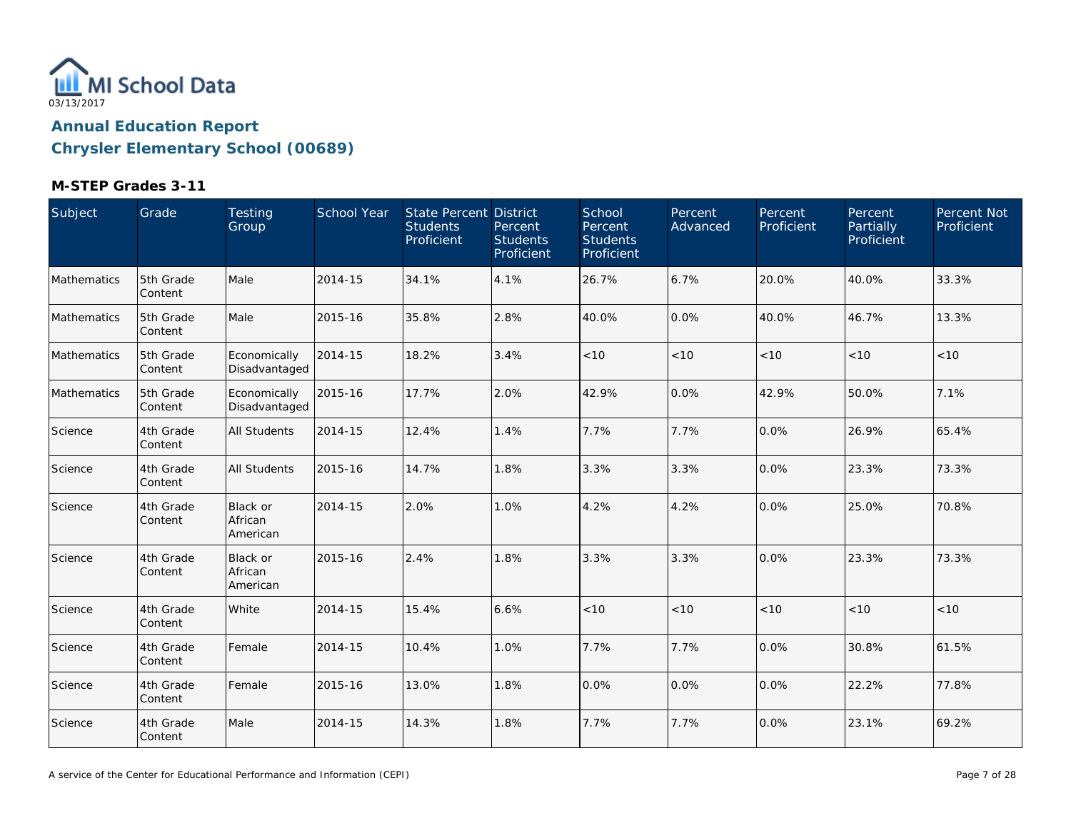MI School Data
03/13/2017

# Annual Education Report

## Chrysler Elementary School (00689)

### M-STEP Grades 3-11

| Subject | Grade | Testing Group | School Year | State Percent Students Proficient | District Percent Students Proficient | School Percent Students Proficient | Percent Advanced | Percent Proficient | Percent Partially Proficient | Percent Not Proficient |
|---|---|---|---|---|---|---|---|---|---|---|
| Mathematics | 5th Grade Content | Male | 2014-15 | 34.1% | 4.1% | 26.7% | 6.7% | 20.0% | 40.0% | 33.3% |
| Mathematics | 5th Grade Content | Male | 2015-16 | 35.8% | 2.8% | 40.0% | 0.0% | 40.0% | 46.7% | 13.3% |
| Mathematics | 5th Grade Content | Economically Disadvantaged | 2014-15 | 18.2% | 3.4% | <10 | <10 | <10 | <10 | <10 |
| Mathematics | 5th Grade Content | Economically Disadvantaged | 2015-16 | 17.7% | 2.0% | 42.9% | 0.0% | 42.9% | 50.0% | 7.1% |
| Science | 4th Grade Content | All Students | 2014-15 | 12.4% | 1.4% | 7.7% | 7.7% | 0.0% | 26.9% | 65.4% |
| Science | 4th Grade Content | All Students | 2015-16 | 14.7% | 1.8% | 3.3% | 3.3% | 0.0% | 23.3% | 73.3% |
| Science | 4th Grade Content | Black or African American | 2014-15 | 2.0% | 1.0% | 4.2% | 4.2% | 0.0% | 25.0% | 70.8% |
| Science | 4th Grade Content | Black or African American | 2015-16 | 2.4% | 1.8% | 3.3% | 3.3% | 0.0% | 23.3% | 73.3% |
| Science | 4th Grade Content | White | 2014-15 | 15.4% | 6.6% | <10 | <10 | <10 | <10 | <10 |
| Science | 4th Grade Content | Female | 2014-15 | 10.4% | 1.0% | 7.7% | 7.7% | 0.0% | 30.8% | 61.5% |
| Science | 4th Grade Content | Female | 2015-16 | 13.0% | 1.8% | 0.0% | 0.0% | 0.0% | 22.2% | 77.8% |
| Science | 4th Grade Content | Male | 2014-15 | 14.3% | 1.8% | 7.7% | 7.7% | 0.0% | 23.1% | 69.2% |

A service of the Center for Educational Performance and Information (CEPI)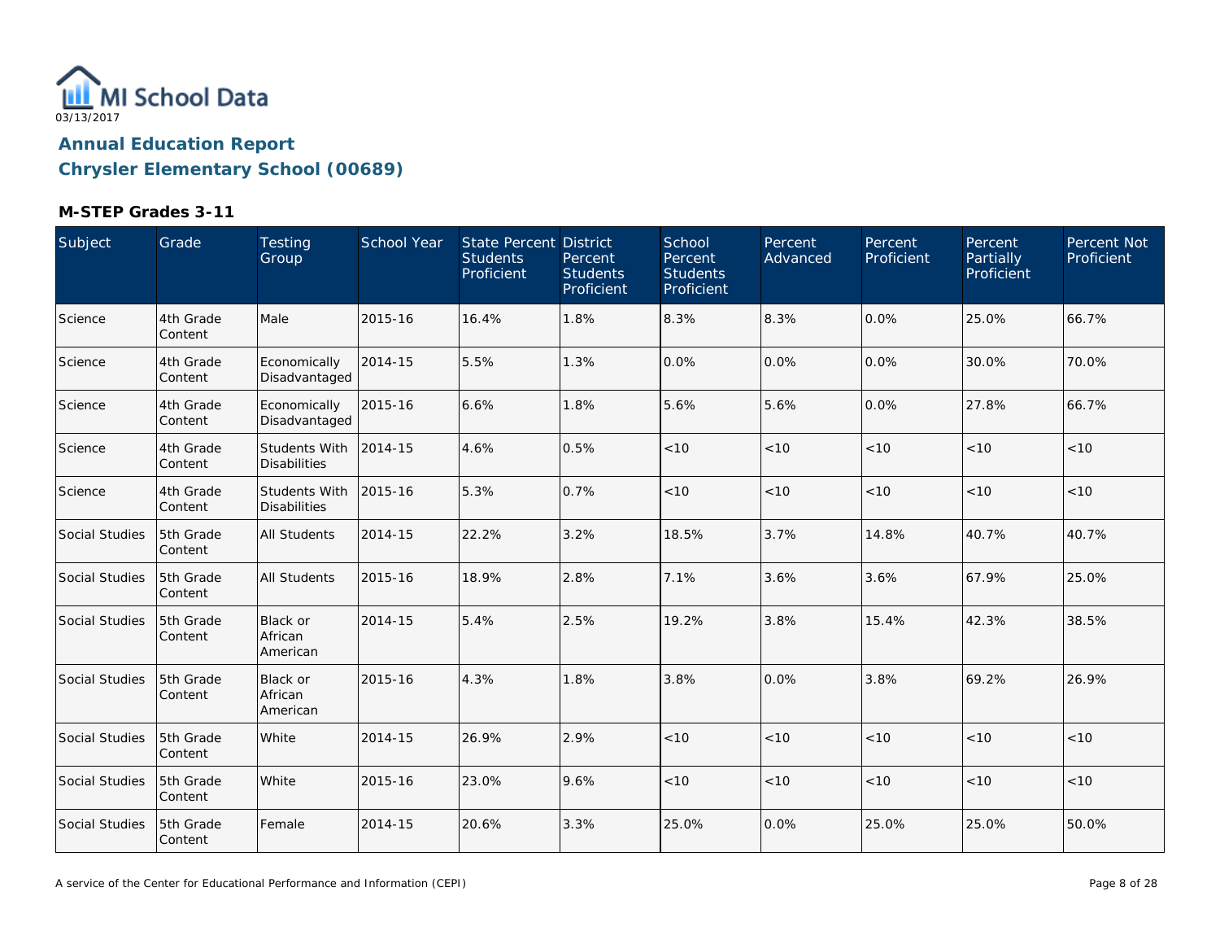MI School Data
03/13/2017

# Annual Education Report

## Chrysler Elementary School (00689)

### M-STEP Grades 3-11

| Subject | Grade | Testing Group | School Year | State Percent Students Proficient | District Percent Students Proficient | School Percent Students Proficient | Percent Advanced | Percent Proficient | Percent Partially Proficient | Percent Not Proficient |
|---|---|---|---|---|---|---|---|---|---|---|
| Science | 4th Grade Content | Male | 2015-16 | 16.4% | 1.8% | 8.3% | 8.3% | 0.0% | 25.0% | 66.7% |
| Science | 4th Grade Content | Economically Disadvantaged | 2014-15 | 5.5% | 1.3% | 0.0% | 0.0% | 0.0% | 30.0% | 70.0% |
| Science | 4th Grade Content | Economically Disadvantaged | 2015-16 | 6.6% | 1.8% | 5.6% | 5.6% | 0.0% | 27.8% | 66.7% |
| Science | 4th Grade Content | Students With Disabilities | 2014-15 | 4.6% | 0.5% | <10 | <10 | <10 | <10 | <10 |
| Science | 4th Grade Content | Students With Disabilities | 2015-16 | 5.3% | 0.7% | <10 | <10 | <10 | <10 | <10 |
| Social Studies | 5th Grade Content | All Students | 2014-15 | 22.2% | 3.2% | 18.5% | 3.7% | 14.8% | 40.7% | 40.7% |
| Social Studies | 5th Grade Content | All Students | 2015-16 | 18.9% | 2.8% | 7.1% | 3.6% | 3.6% | 67.9% | 25.0% |
| Social Studies | 5th Grade Content | Black or African American | 2014-15 | 5.4% | 2.5% | 19.2% | 3.8% | 15.4% | 42.3% | 38.5% |
| Social Studies | 5th Grade Content | Black or African American | 2015-16 | 4.3% | 1.8% | 3.8% | 0.0% | 3.8% | 69.2% | 26.9% |
| Social Studies | 5th Grade Content | White | 2014-15 | 26.9% | 2.9% | <10 | <10 | <10 | <10 | <10 |
| Social Studies | 5th Grade Content | White | 2015-16 | 23.0% | 9.6% | <10 | <10 | <10 | <10 | <10 |
| Social Studies | 5th Grade Content | Female | 2014-15 | 20.6% | 3.3% | 25.0% | 0.0% | 25.0% | 25.0% | 50.0% |

A service of the Center for Educational Performance and Information (CEPI)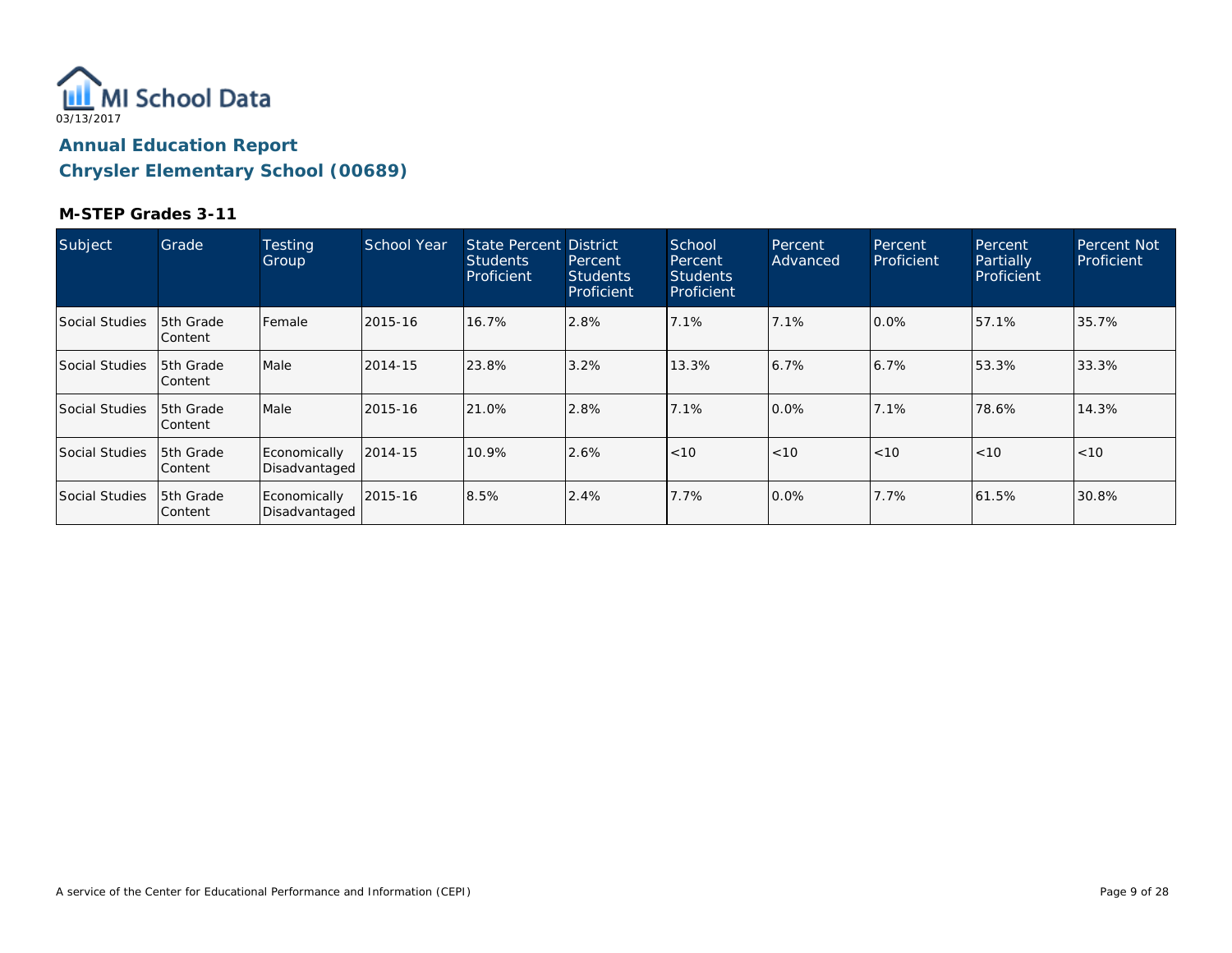03/13/2017

# Annual Education Report

## Chrysler Elementary School (00689)

### M-STEP Grades 3-11

| Subject | Grade | Testing Group | School Year | State Percent Students Proficient | District Percent Students Proficient | School Percent Students Proficient | Percent Advanced | Percent Proficient | Percent Partially Proficient | Percent Not Proficient |
|---|---|---|---|---|---|---|---|---|---|---|
| Social Studies | 5th Grade Content | Female | 2015-16 | 16.7% | 2.8% | 7.1% | 7.1% | 0.0% | 57.1% | 35.7% |
| Social Studies | 5th Grade Content | Male | 2014-15 | 23.8% | 3.2% | 13.3% | 6.7% | 6.7% | 53.3% | 33.3% |
| Social Studies | 5th Grade Content | Male | 2015-16 | 21.0% | 2.8% | 7.1% | 0.0% | 7.1% | 78.6% | 14.3% |
| Social Studies | 5th Grade Content | Economically Disadvantaged | 2014-15 | 10.9% | 2.6% | <10 | <10 | <10 | <10 | <10 |
| Social Studies | 5th Grade Content | Economically Disadvantaged | 2015-16 | 8.5% | 2.4% | 7.7% | 0.0% | 7.7% | 61.5% | 30.8% |

A service of the Center for Educational Performance and Information (CEPI)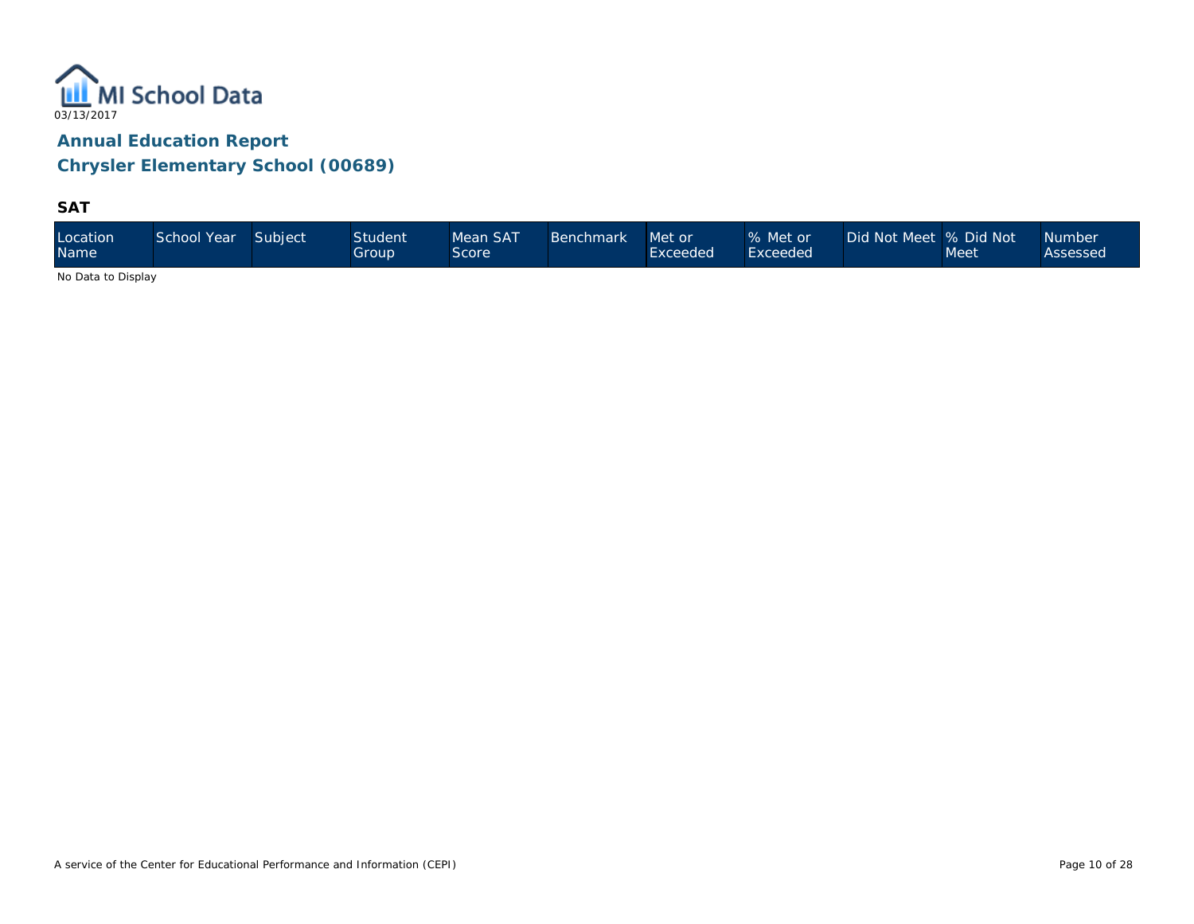# Annual Education Report

## Chrysler Elementary School (00689)

### SAT

| Location Name | School Year | Subject | Student Group | Mean SAT Score | Benchmark | Met or Exceeded | % Met or Exceeded | Did Not Meet | % Did Not Meet | Number Assessed |
|---|---|---|---|---|---|---|---|---|---|---|

No Data to Display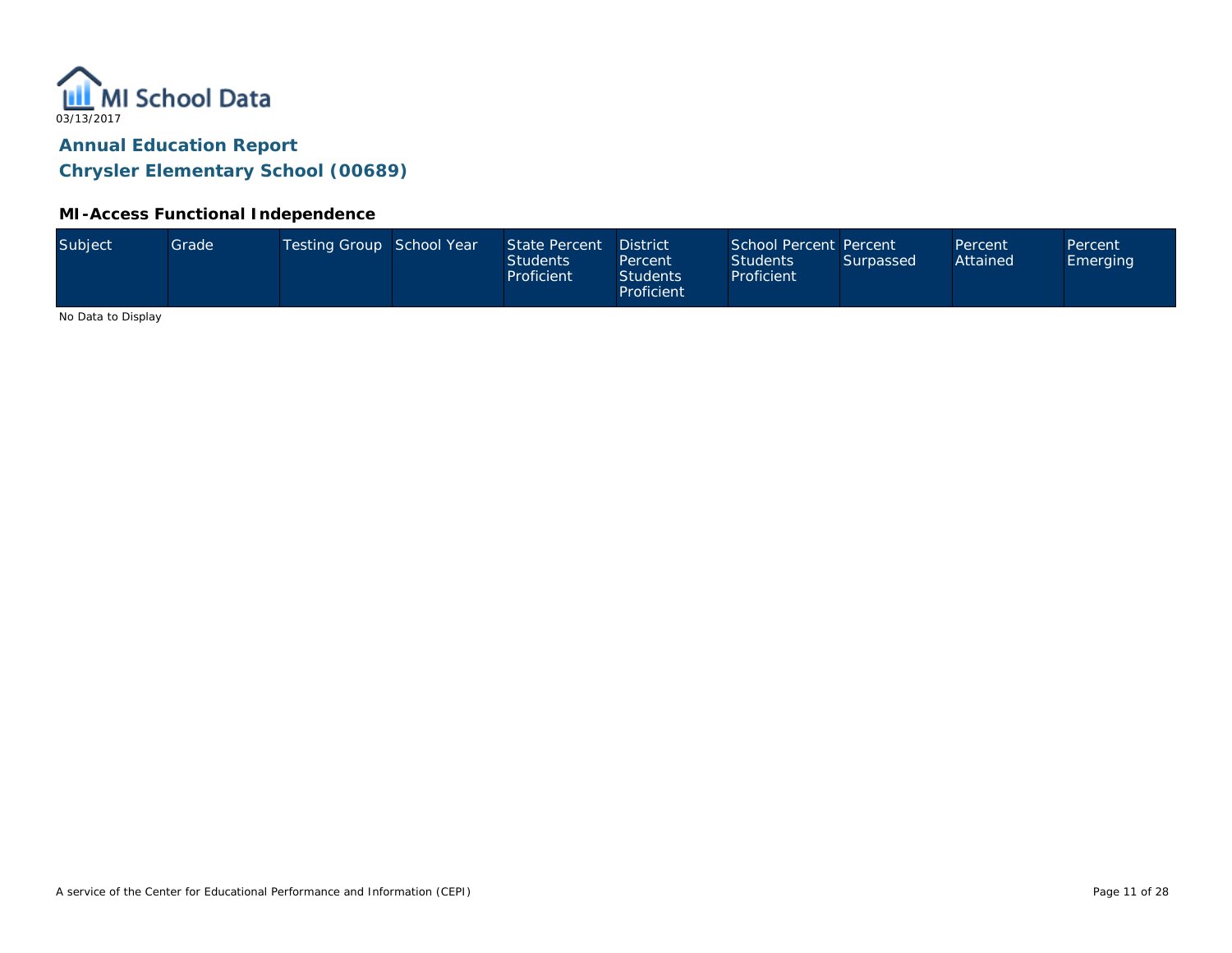MI School Data

03/13/2017

## Annual Education Report

## Chrysler Elementary School (00689)

### MI-Access Functional Independence

| Subject | Grade | Testing Group | School Year | State Percent Students Proficient | District Percent Students Proficient | School Percent Students Proficient | Percent Surpassed | Percent Attained | Percent Emerging |
|---|---|---|---|---|---|---|---|---|---|

No Data to Display

A service of the Center for Educational Performance and Information (CEPI)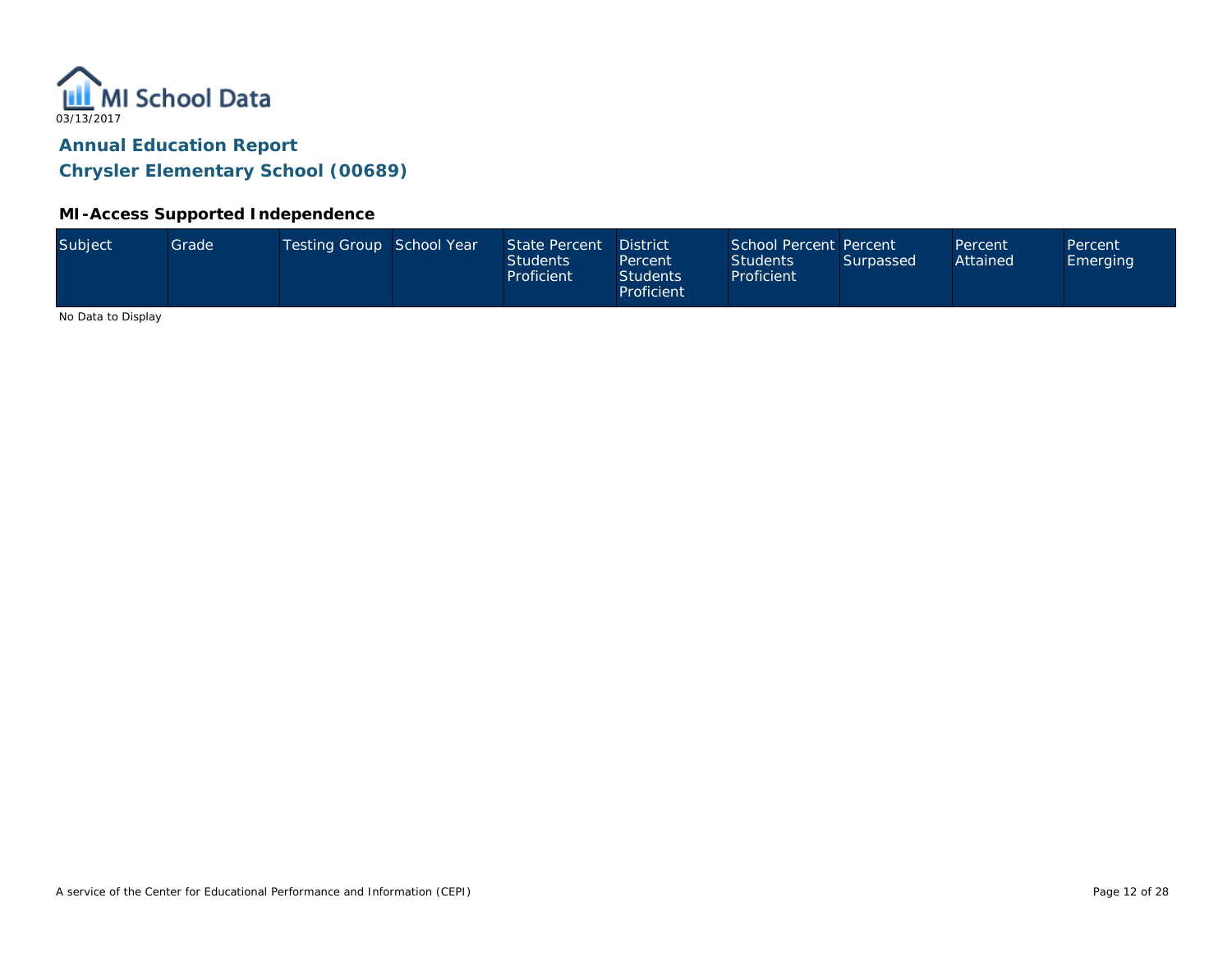MI School Data

03/13/2017

## Annual Education Report

## Chrysler Elementary School (00689)

### MI-Access Supported Independence

| Subject | Grade | Testing Group | School Year | State Percent Students Proficient | District Percent Students Proficient | School Percent Students Proficient | Percent Surpassed | Percent Attained | Percent Emerging |
|---|---|---|---|---|---|---|---|---|---|

No Data to Display

A service of the Center for Educational Performance and Information (CEPI)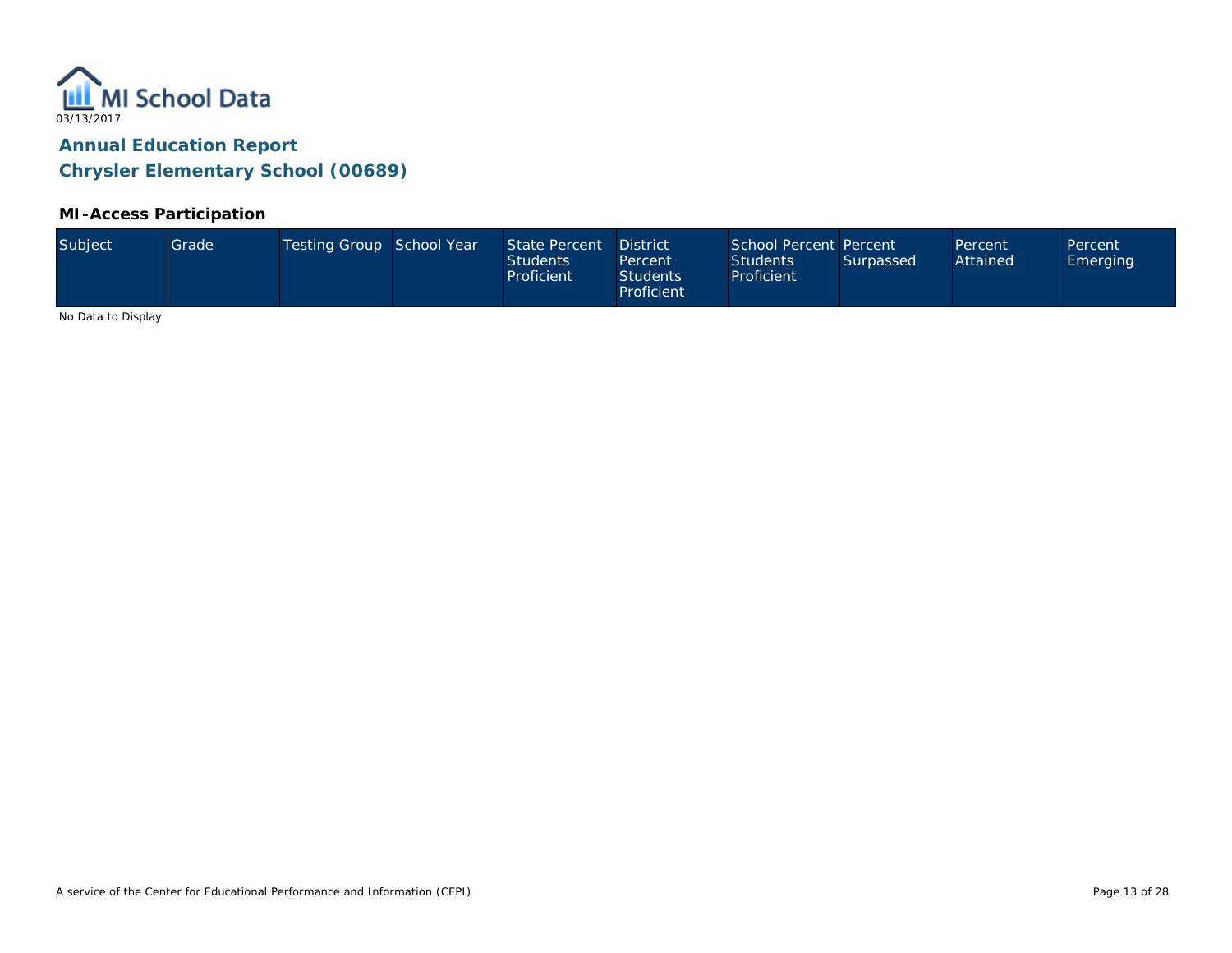MI School Data

03/13/2017

## Annual Education Report

## Chrysler Elementary School (00689)

### MI-Access Participation

| Subject | Grade | Testing Group | School Year | State Percent Students Proficient | District Percent Students Proficient | School Percent Students Proficient | Percent Surpassed | Percent Attained | Percent Emerging |
|---|---|---|---|---|---|---|---|---|---|

No Data to Display

A service of the Center for Educational Performance and Information (CEPI)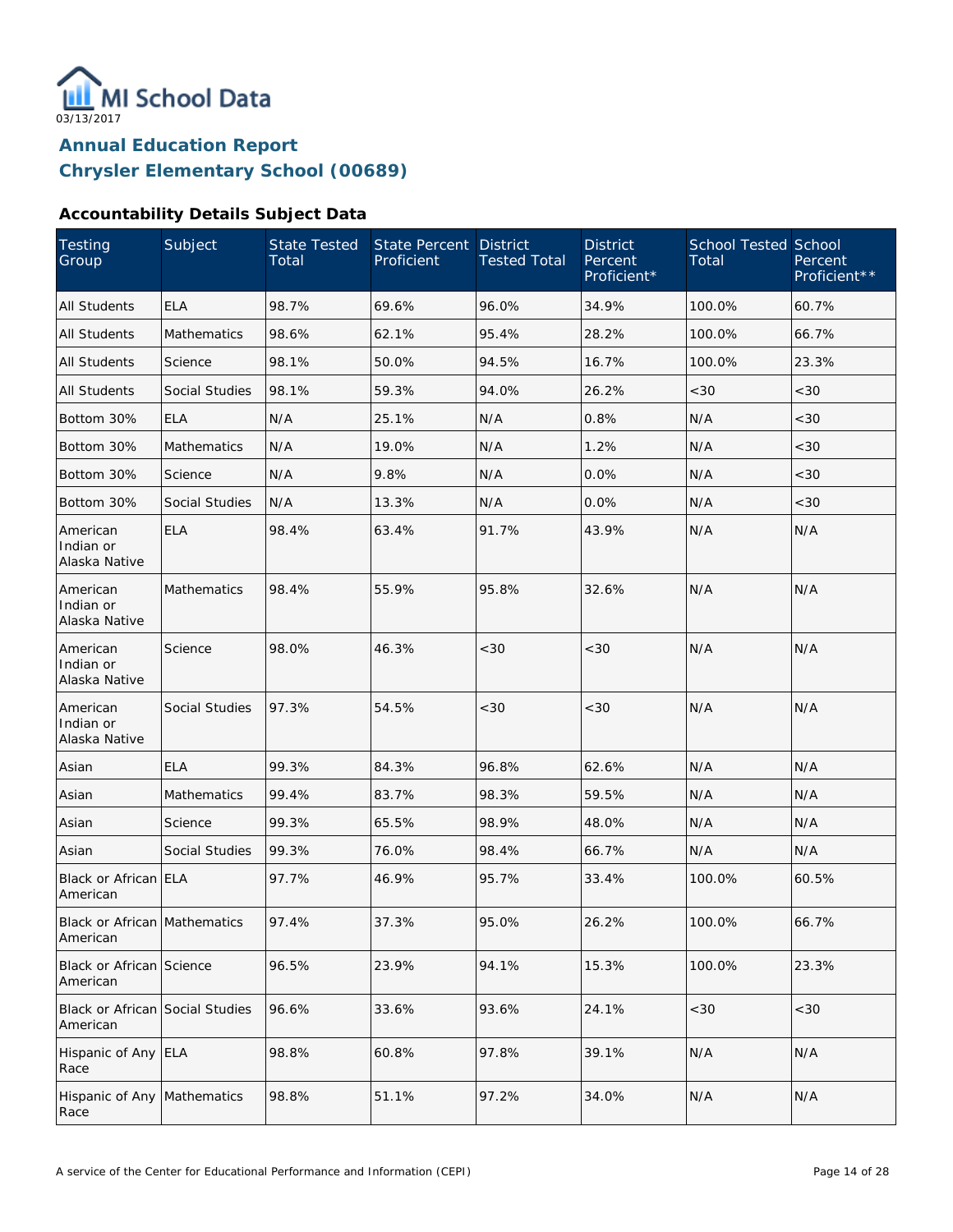MI School Data
03/13/2017

# Annual Education Report
## Chrysler Elementary School (00689)

### Accountability Details Subject Data

| Testing Group | Subject | State Tested Total | State Percent Proficient | District Tested Total | District Percent Proficient* | School Tested Total | School Percent Proficient** |
|---|---|---|---|---|---|---|---|
| All Students | ELA | 98.7% | 69.6% | 96.0% | 34.9% | 100.0% | 60.7% |
| All Students | Mathematics | 98.6% | 62.1% | 95.4% | 28.2% | 100.0% | 66.7% |
| All Students | Science | 98.1% | 50.0% | 94.5% | 16.7% | 100.0% | 23.3% |
| All Students | Social Studies | 98.1% | 59.3% | 94.0% | 26.2% | <30 | <30 |
| Bottom 30% | ELA | N/A | 25.1% | N/A | 0.8% | N/A | <30 |
| Bottom 30% | Mathematics | N/A | 19.0% | N/A | 1.2% | N/A | <30 |
| Bottom 30% | Science | N/A | 9.8% | N/A | 0.0% | N/A | <30 |
| Bottom 30% | Social Studies | N/A | 13.3% | N/A | 0.0% | N/A | <30 |
| American Indian or Alaska Native | ELA | 98.4% | 63.4% | 91.7% | 43.9% | N/A | N/A |
| American Indian or Alaska Native | Mathematics | 98.4% | 55.9% | 95.8% | 32.6% | N/A | N/A |
| American Indian or Alaska Native | Science | 98.0% | 46.3% | <30 | <30 | N/A | N/A |
| American Indian or Alaska Native | Social Studies | 97.3% | 54.5% | <30 | <30 | N/A | N/A |
| Asian | ELA | 99.3% | 84.3% | 96.8% | 62.6% | N/A | N/A |
| Asian | Mathematics | 99.4% | 83.7% | 98.3% | 59.5% | N/A | N/A |
| Asian | Science | 99.3% | 65.5% | 98.9% | 48.0% | N/A | N/A |
| Asian | Social Studies | 99.3% | 76.0% | 98.4% | 66.7% | N/A | N/A |
| Black or African American | ELA | 97.7% | 46.9% | 95.7% | 33.4% | 100.0% | 60.5% |
| Black or African American | Mathematics | 97.4% | 37.3% | 95.0% | 26.2% | 100.0% | 66.7% |
| Black or African American | Science | 96.5% | 23.9% | 94.1% | 15.3% | 100.0% | 23.3% |
| Black or African American | Social Studies | 96.6% | 33.6% | 93.6% | 24.1% | <30 | <30 |
| Hispanic of Any Race | ELA | 98.8% | 60.8% | 97.8% | 39.1% | N/A | N/A |
| Hispanic of Any Race | Mathematics | 98.8% | 51.1% | 97.2% | 34.0% | N/A | N/A |

A service of the Center for Educational Performance and Information (CEPI)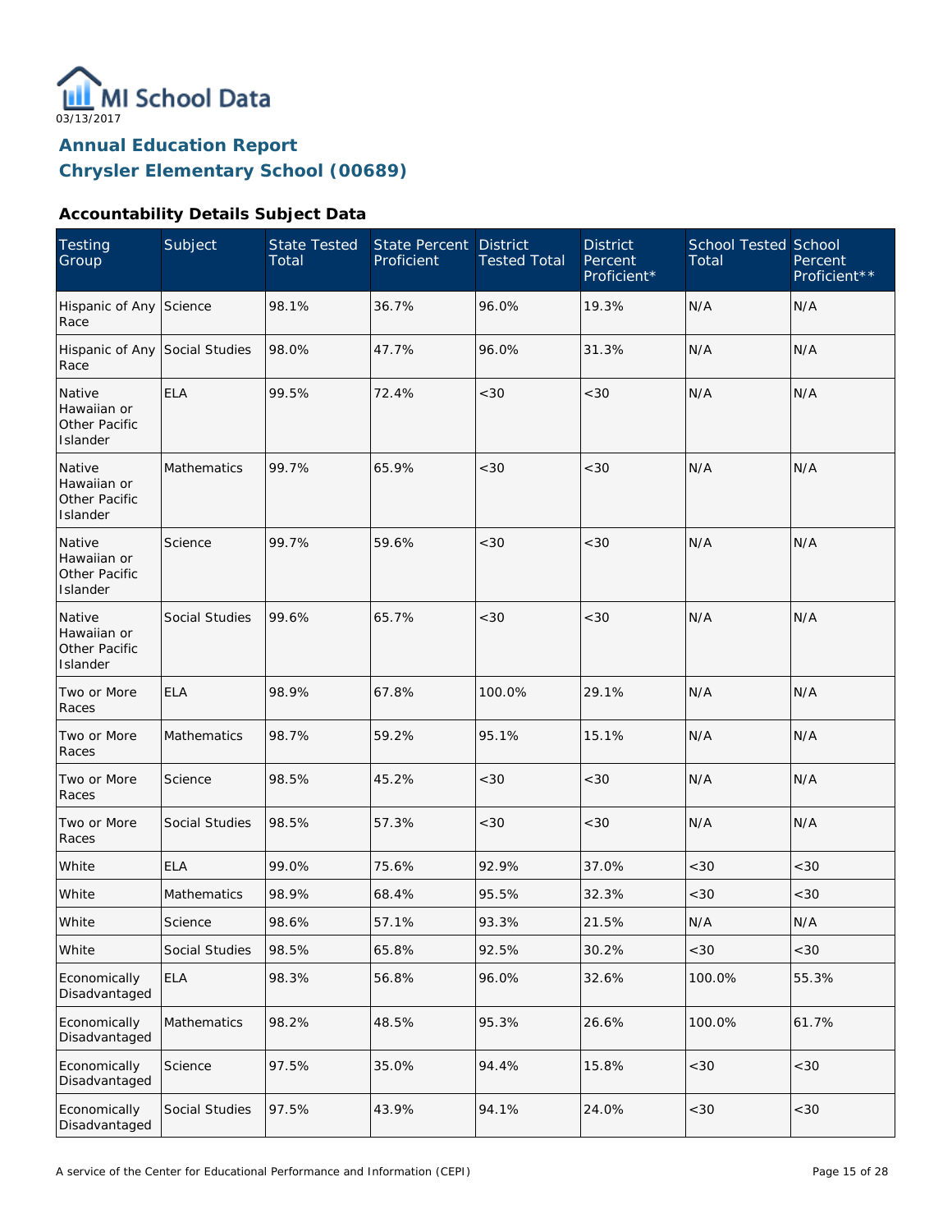MI School Data

03/13/2017

## Annual Education Report
## Chrysler Elementary School (00689)

### Accountability Details Subject Data

| Testing Group | Subject | State Tested Total | State Percent Proficient | District Tested Total | District Percent Proficient* | School Tested Total | School Percent Proficient** |
|---|---|---|---|---|---|---|---|
| Hispanic of Any Race | Science | 98.1% | 36.7% | 96.0% | 19.3% | N/A | N/A |
| Hispanic of Any Race | Social Studies | 98.0% | 47.7% | 96.0% | 31.3% | N/A | N/A |
| Native Hawaiian or Other Pacific Islander | ELA | 99.5% | 72.4% | <30 | <30 | N/A | N/A |
| Native Hawaiian or Other Pacific Islander | Mathematics | 99.7% | 65.9% | <30 | <30 | N/A | N/A |
| Native Hawaiian or Other Pacific Islander | Science | 99.7% | 59.6% | <30 | <30 | N/A | N/A |
| Native Hawaiian or Other Pacific Islander | Social Studies | 99.6% | 65.7% | <30 | <30 | N/A | N/A |
| Two or More Races | ELA | 98.9% | 67.8% | 100.0% | 29.1% | N/A | N/A |
| Two or More Races | Mathematics | 98.7% | 59.2% | 95.1% | 15.1% | N/A | N/A |
| Two or More Races | Science | 98.5% | 45.2% | <30 | <30 | N/A | N/A |
| Two or More Races | Social Studies | 98.5% | 57.3% | <30 | <30 | N/A | N/A |
| White | ELA | 99.0% | 75.6% | 92.9% | 37.0% | <30 | <30 |
| White | Mathematics | 98.9% | 68.4% | 95.5% | 32.3% | <30 | <30 |
| White | Science | 98.6% | 57.1% | 93.3% | 21.5% | N/A | N/A |
| White | Social Studies | 98.5% | 65.8% | 92.5% | 30.2% | <30 | <30 |
| Economically Disadvantaged | ELA | 98.3% | 56.8% | 96.0% | 32.6% | 100.0% | 55.3% |
| Economically Disadvantaged | Mathematics | 98.2% | 48.5% | 95.3% | 26.6% | 100.0% | 61.7% |
| Economically Disadvantaged | Science | 97.5% | 35.0% | 94.4% | 15.8% | <30 | <30 |
| Economically Disadvantaged | Social Studies | 97.5% | 43.9% | 94.1% | 24.0% | <30 | <30 |

A service of the Center for Educational Performance and Information (CEPI)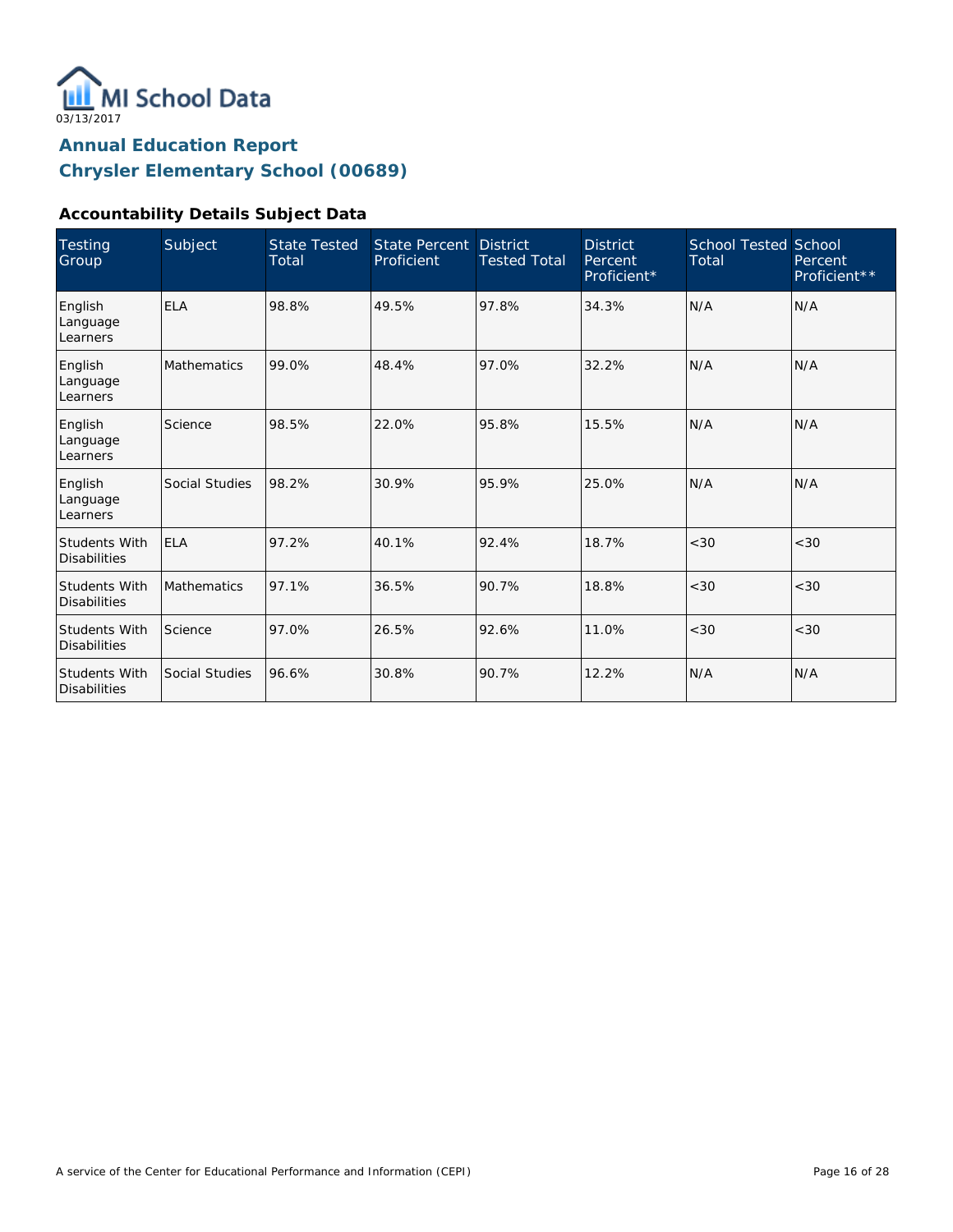MI School Data

03/13/2017

# Annual Education Report
# Chrysler Elementary School (00689)

### Accountability Details Subject Data

| Testing Group | Subject | State Tested Total | State Percent Proficient | District Tested Total | District Percent Proficient* | School Tested Total | School Percent Proficient** |
|---|---|---|---|---|---|---|---|
| English Language Learners | ELA | 98.8% | 49.5% | 97.8% | 34.3% | N/A | N/A |
| English Language Learners | Mathematics | 99.0% | 48.4% | 97.0% | 32.2% | N/A | N/A |
| English Language Learners | Science | 98.5% | 22.0% | 95.8% | 15.5% | N/A | N/A |
| English Language Learners | Social Studies | 98.2% | 30.9% | 95.9% | 25.0% | N/A | N/A |
| Students With Disabilities | ELA | 97.2% | 40.1% | 92.4% | 18.7% | <30 | <30 |
| Students With Disabilities | Mathematics | 97.1% | 36.5% | 90.7% | 18.8% | <30 | <30 |
| Students With Disabilities | Science | 97.0% | 26.5% | 92.6% | 11.0% | <30 | <30 |
| Students With Disabilities | Social Studies | 96.6% | 30.8% | 90.7% | 12.2% | N/A | N/A |

A service of the Center for Educational Performance and Information (CEPI)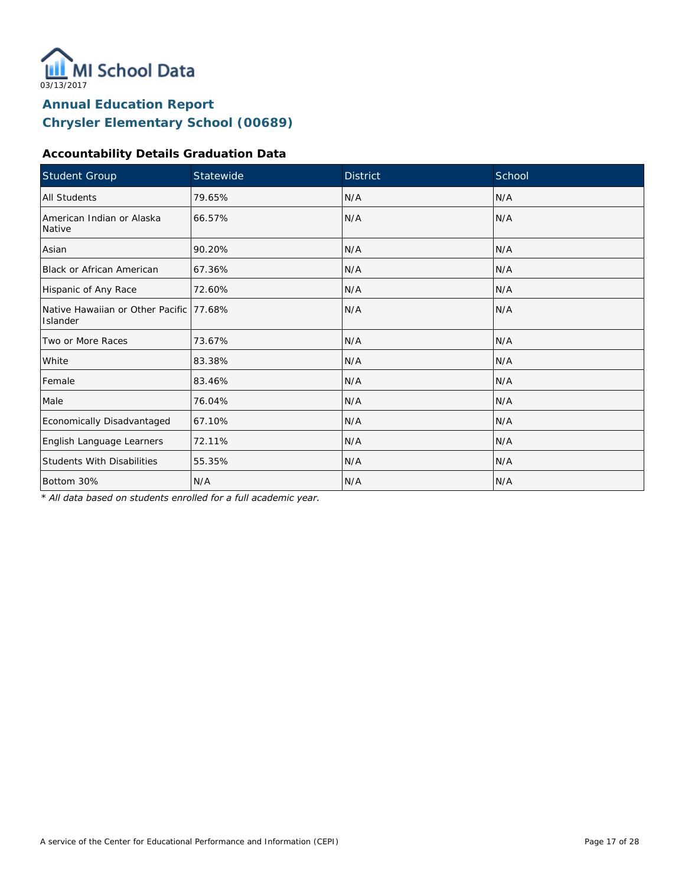03/13/2017

# Annual Education Report
# Chrysler Elementary School (00689)

### Accountability Details Graduation Data

| Student Group | Statewide | District | School |
|---|---|---|---|
| All Students | 79.65% | N/A | N/A |
| American Indian or Alaska Native | 66.57% | N/A | N/A |
| Asian | 90.20% | N/A | N/A |
| Black or African American | 67.36% | N/A | N/A |
| Hispanic of Any Race | 72.60% | N/A | N/A |
| Native Hawaiian or Other Pacific Islander | 77.68% | N/A | N/A |
| Two or More Races | 73.67% | N/A | N/A |
| White | 83.38% | N/A | N/A |
| Female | 83.46% | N/A | N/A |
| Male | 76.04% | N/A | N/A |
| Economically Disadvantaged | 67.10% | N/A | N/A |
| English Language Learners | 72.11% | N/A | N/A |
| Students With Disabilities | 55.35% | N/A | N/A |
| Bottom 30% | N/A | N/A | N/A |

*\* All data based on students enrolled for a full academic year.*

A service of the Center for Educational Performance and Information (CEPI)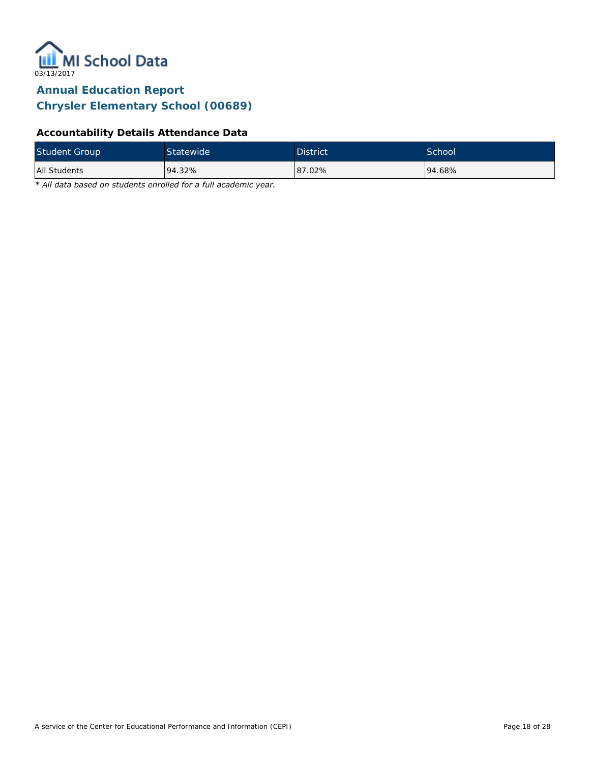03/13/2017

# Annual Education Report
# Chrysler Elementary School (00689)

### Accountability Details Attendance Data

| Student Group | Statewide | District | School |
|---|---|---|---|
| All Students | 94.32% | 87.02% | 94.68% |

*\* All data based on students enrolled for a full academic year.*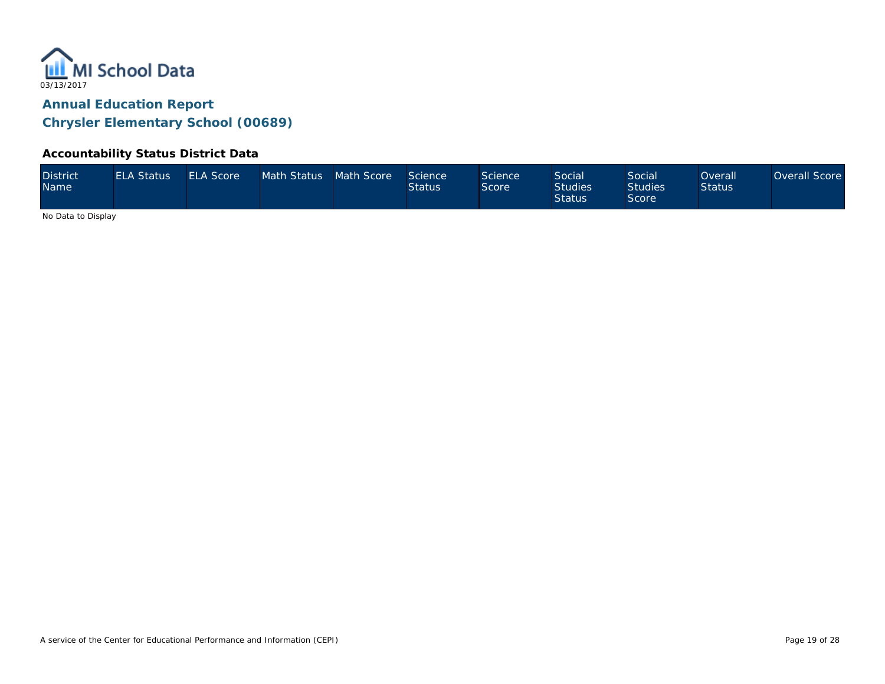# Annual Education Report

## Chrysler Elementary School (00689)

### Accountability Status District Data

| District Name | ELA Status | ELA Score | Math Status | Math Score | Science Status | Science Score | Social Studies Status | Social Studies Score | Overall Status | Overall Score |
|---|---|---|---|---|---|---|---|---|---|---|

No Data to Display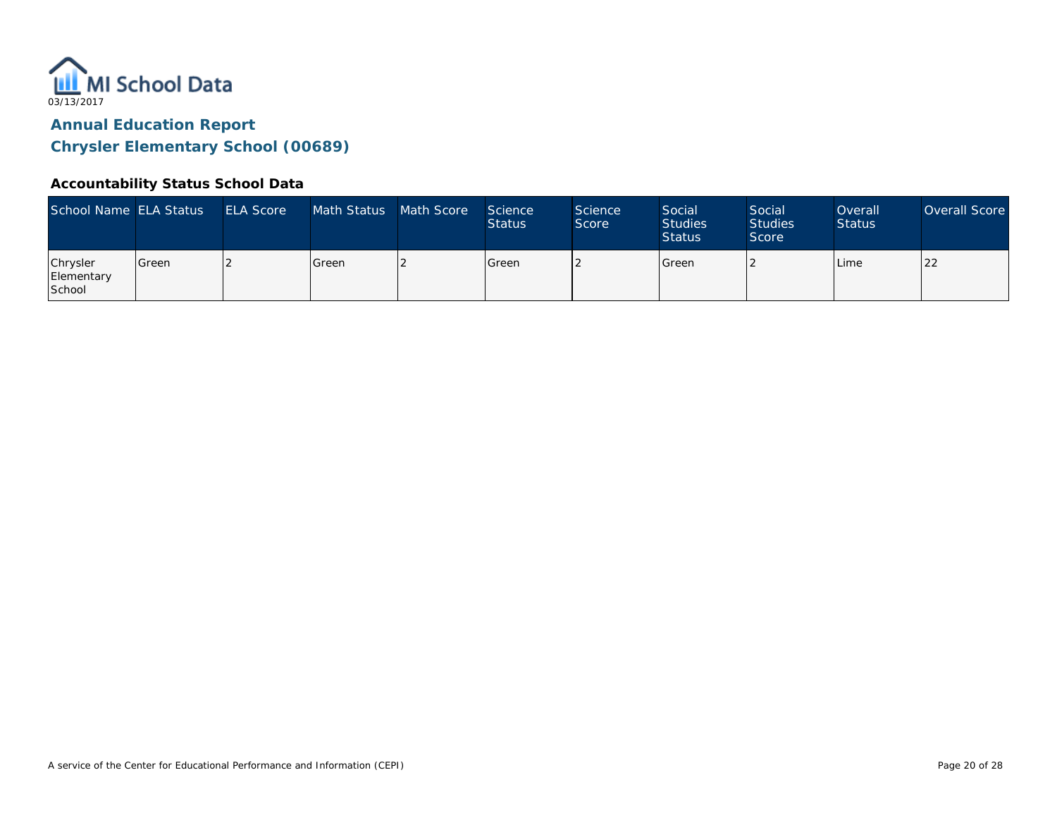MI School Data
03/13/2017

## Annual Education Report
## Chrysler Elementary School (00689)

### Accountability Status School Data

| School Name | ELA Status | ELA Score | Math Status | Math Score | Science Status | Science Score | Social Studies Status | Social Studies Score | Overall Status | Overall Score |
|---|---|---|---|---|---|---|---|---|---|---|
| Chrysler Elementary School | Green | 2 | Green | 2 | Green | 2 | Green | 2 | Lime | 22 |

A service of the Center for Educational Performance and Information (CEPI)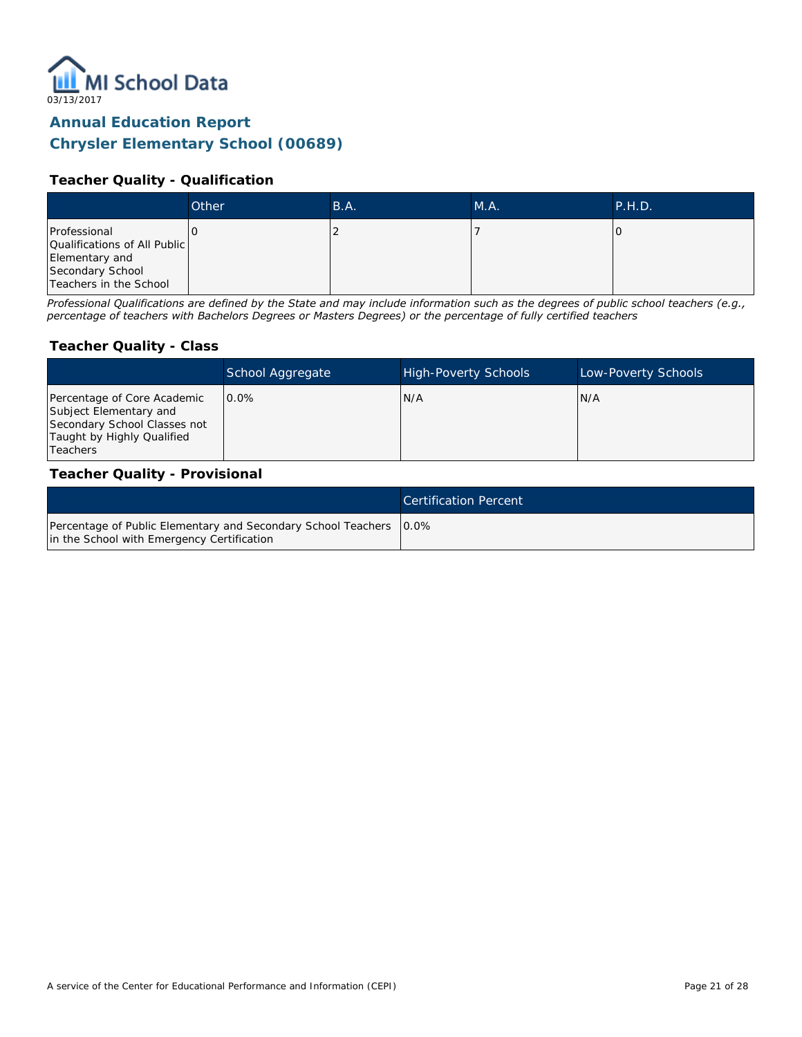MI School Data

03/13/2017

## Annual Education Report
## Chrysler Elementary School (00689)

### Teacher Quality - Qualification

| | Other | B.A. | M.A. | P.H.D. |
|---|---|---|---|---|
| Professional Qualifications of All Public Elementary and Secondary School Teachers in the School | 0 | 2 | 7 | 0 |

*Professional Qualifications are defined by the State and may include information such as the degrees of public school teachers (e.g., percentage of teachers with Bachelors Degrees or Masters Degrees) or the percentage of fully certified teachers*

### Teacher Quality - Class

| | School Aggregate | High-Poverty Schools | Low-Poverty Schools |
|---|---|---|---|
| Percentage of Core Academic Subject Elementary and Secondary School Classes not Taught by Highly Qualified Teachers | 0.0% | N/A | N/A |

### Teacher Quality - Provisional

| | Certification Percent |
|---|---|
| Percentage of Public Elementary and Secondary School Teachers in the School with Emergency Certification | 0.0% |

A service of the Center for Educational Performance and Information (CEPI)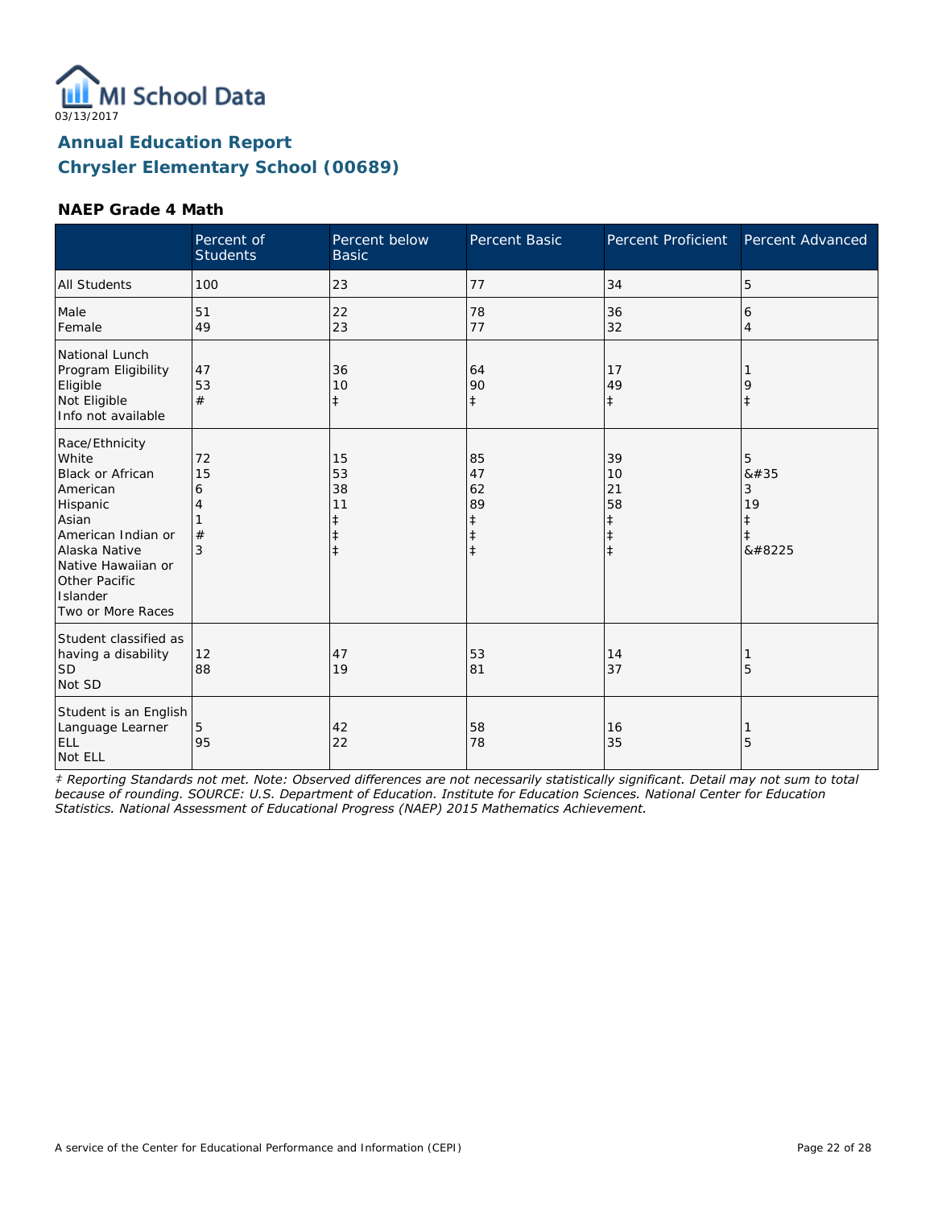MI School Data
03/13/2017

# Annual Education Report
## Chrysler Elementary School (00689)

### NAEP Grade 4 Math

| | Percent of Students | Percent below Basic | Percent Basic | Percent Proficient | Percent Advanced |
|---|---|---|---|---|---|
| All Students | 100 | 23 | 77 | 34 | 5 |
| Male<br>Female | 51<br>49 | 22<br>23 | 78<br>77 | 36<br>32 | 6<br>4 |
| National Lunch Program Eligibility<br>Eligible<br>Not Eligible<br>Info not available | 47<br>53<br># | 36<br>10<br>‡ | 64<br>90<br>‡ | 17<br>49<br>‡ | 1<br>9<br>‡ |
| Race/Ethnicity<br>White<br>Black or African American<br>Hispanic<br>Asian<br>American Indian or Alaska Native<br>Native Hawaiian or Other Pacific Islander<br>Two or More Races | 72<br>15<br>6<br>4<br>1<br>#<br>3 | 15<br>53<br>38<br>11<br>‡<br>‡<br>‡ | 85<br>47<br>62<br>89<br>‡<br>‡<br>‡ | 39<br>10<br>21<br>58<br>‡<br>‡<br>‡ | 5<br>&#35<br>3<br>19<br>‡<br>‡<br>&#8225 |
| Student classified as having a disability<br>SD<br>Not SD | 12<br>88 | 47<br>19 | 53<br>81 | 14<br>37 | 1<br>5 |
| Student is an English Language Learner<br>ELL<br>Not ELL | 5<br>95 | 42<br>22 | 58<br>78 | 16<br>35 | 1<br>5 |

*‡ Reporting Standards not met. Note: Observed differences are not necessarily statistically significant. Detail may not sum to total because of rounding. SOURCE: U.S. Department of Education. Institute for Education Sciences. National Center for Education Statistics. National Assessment of Educational Progress (NAEP) 2015 Mathematics Achievement.*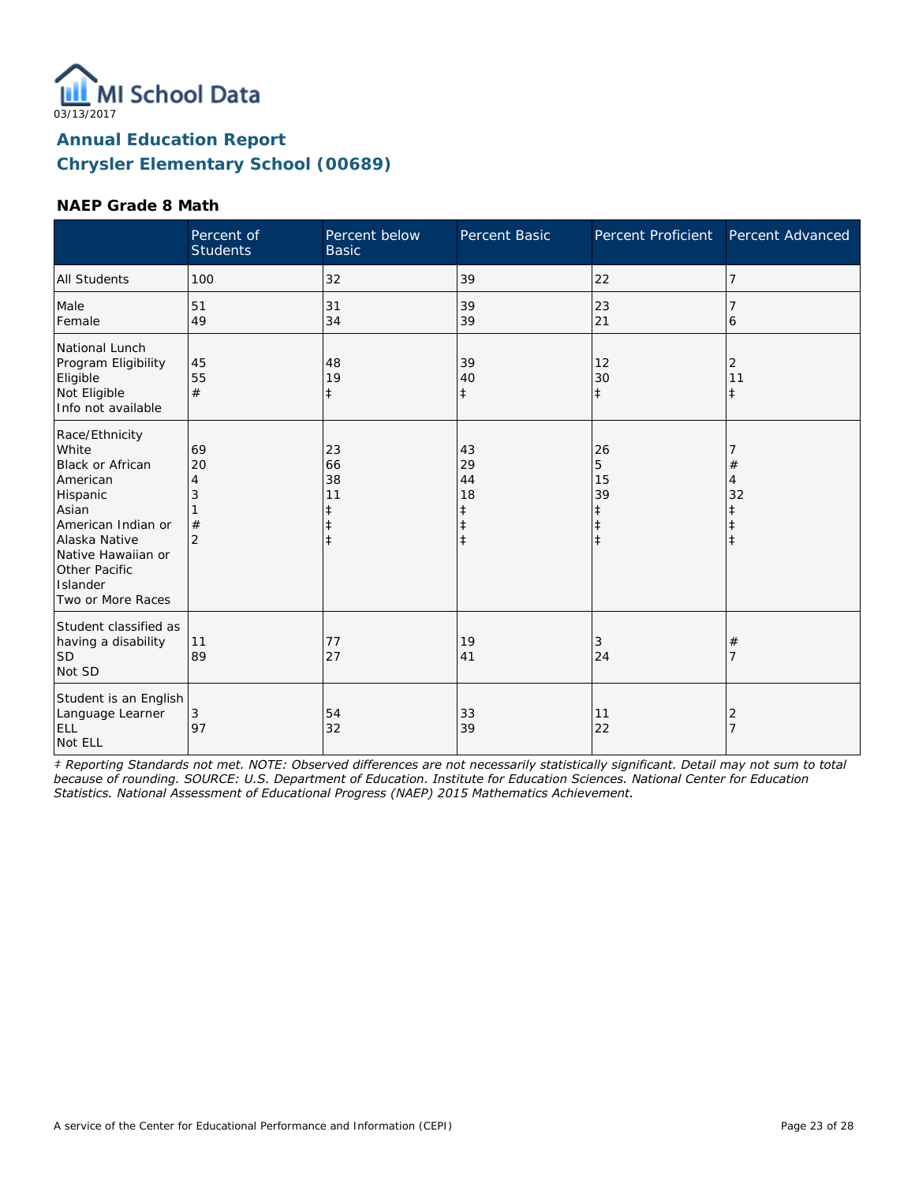MI School Data
03/13/2017

# Annual Education Report
## Chrysler Elementary School (00689)

### NAEP Grade 8 Math

| | Percent of Students | Percent below Basic | Percent Basic | Percent Proficient | Percent Advanced |
|---|---|---|---|---|---|
| All Students | 100 | 32 | 39 | 22 | 7 |
| Male | 51 | 31 | 39 | 23 | 7 |
| Female | 49 | 34 | 39 | 21 | 6 |
| National Lunch Program Eligibility | | | | | |
| Eligible | 45 | 48 | 39 | 12 | 2 |
| Not Eligible | 55 | 19 | 40 | 30 | 11 |
| Info not available | # | ‡ | ‡ | ‡ | ‡ |
| Race/Ethnicity | | | | | |
| White | 69 | 23 | 43 | 26 | 7 |
| Black or African American | 20 | 66 | 29 | 5 | # |
| Hispanic | 4 | 38 | 44 | 15 | 4 |
| Asian | 3 | 11 | 18 | 39 | 32 |
| American Indian or Alaska Native | 1 | ‡ | ‡ | ‡ | ‡ |
| Native Hawaiian or Other Pacific Islander | # | ‡ | ‡ | ‡ | ‡ |
| Two or More Races | 2 | ‡ | ‡ | ‡ | ‡ |
| Student classified as having a disability | | | | | |
| SD | 11 | 77 | 19 | 3 | # |
| Not SD | 89 | 27 | 41 | 24 | 7 |
| Student is an English Language Learner | | | | | |
| ELL | 3 | 54 | 33 | 11 | 2 |
| Not ELL | 97 | 32 | 39 | 22 | 7 |

*‡ Reporting Standards not met. NOTE: Observed differences are not necessarily statistically significant. Detail may not sum to total because of rounding. SOURCE: U.S. Department of Education. Institute for Education Sciences. National Center for Education Statistics. National Assessment of Educational Progress (NAEP) 2015 Mathematics Achievement.*

A service of the Center for Educational Performance and Information (CEPI)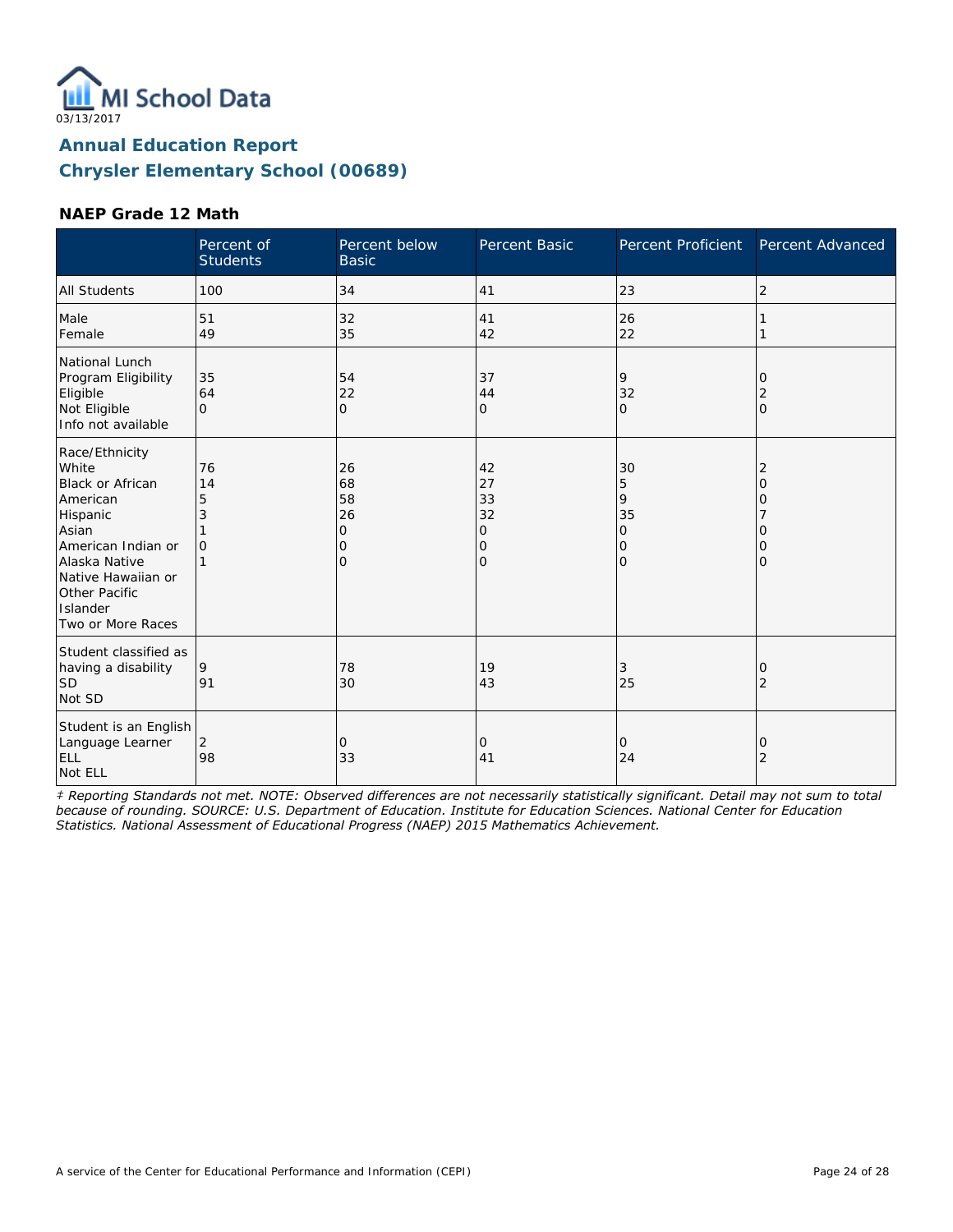MI School Data

03/13/2017

## Annual Education Report
## Chrysler Elementary School (00689)

### NAEP Grade 12 Math

| | Percent of Students | Percent below Basic | Percent Basic | Percent Proficient | Percent Advanced |
|---|---|---|---|---|---|
| All Students | 100 | 34 | 41 | 23 | 2 |
| Male | 51 | 32 | 41 | 26 | 1 |
| Female | 49 | 35 | 42 | 22 | 1 |
| National Lunch Program Eligibility | | | | | |
| Eligible | 35 | 54 | 37 | 9 | 0 |
| Not Eligible | 64 | 22 | 44 | 32 | 2 |
| Info not available | 0 | 0 | 0 | 0 | 0 |
| Race/Ethnicity | | | | | |
| White | 76 | 26 | 42 | 30 | 2 |
| Black or African American | 14 | 68 | 27 | 5 | 0 |
| Hispanic | 5 | 58 | 33 | 9 | 0 |
| Asian | 3 | 26 | 32 | 35 | 7 |
| American Indian or Alaska Native | 1 | 0 | 0 | 0 | 0 |
| Native Hawaiian or Other Pacific Islander | 0 | 0 | 0 | 0 | 0 |
| Two or More Races | 1 | 0 | 0 | 0 | 0 |
| Student classified as having a disability | | | | | |
| SD | 9 | 78 | 19 | 3 | 0 |
| Not SD | 91 | 30 | 43 | 25 | 2 |
| Student is an English Language Learner | | | | | |
| ELL | 2 | 0 | 0 | 0 | 0 |
| Not ELL | 98 | 33 | 41 | 24 | 2 |

*‡ Reporting Standards not met. NOTE: Observed differences are not necessarily statistically significant. Detail may not sum to total because of rounding. SOURCE: U.S. Department of Education. Institute for Education Sciences. National Center for Education Statistics. National Assessment of Educational Progress (NAEP) 2015 Mathematics Achievement.*

A service of the Center for Educational Performance and Information (CEPI)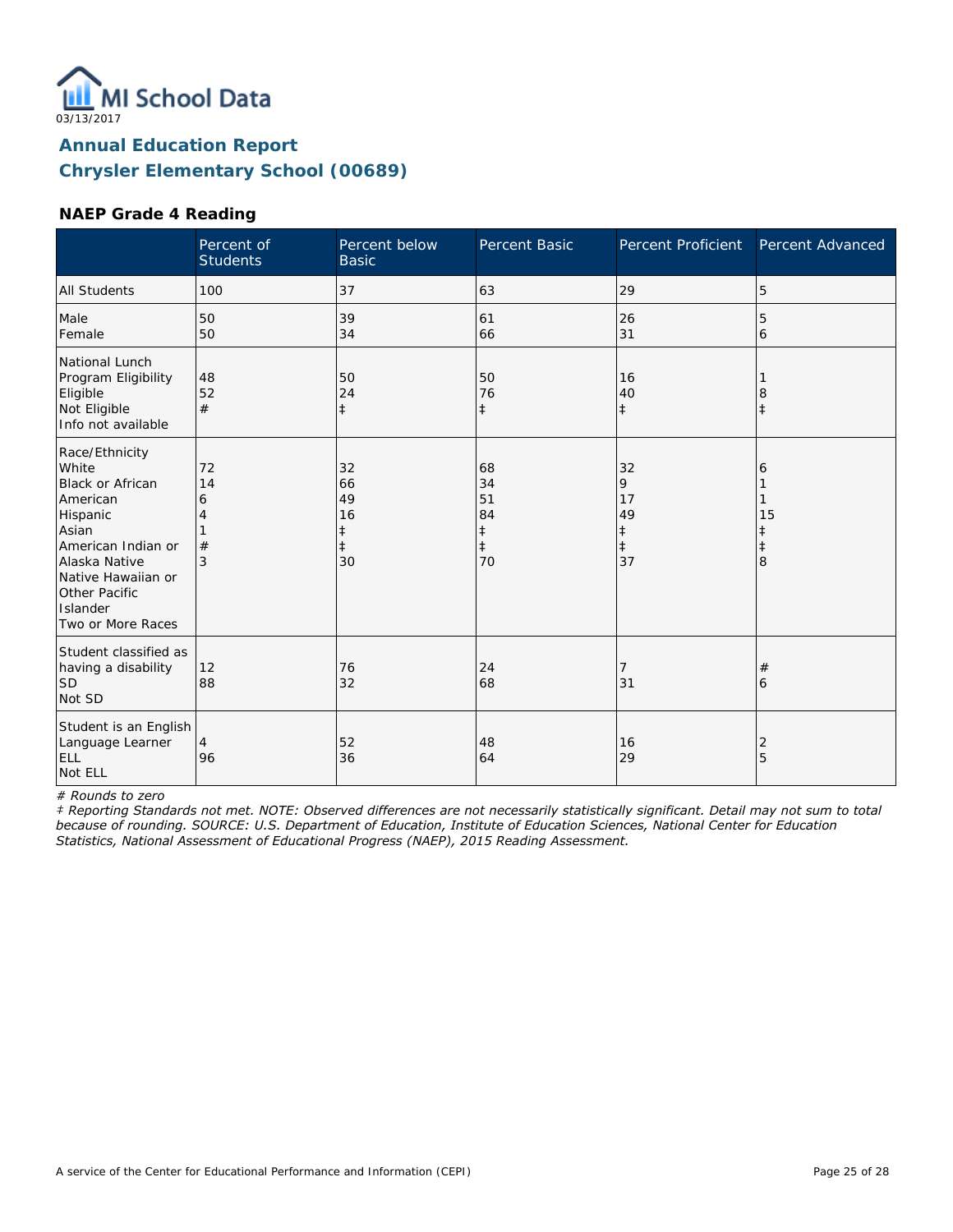03/13/2017

# Annual Education Report
## Chrysler Elementary School (00689)

### NAEP Grade 4 Reading

| | Percent of Students | Percent below Basic | Percent Basic | Percent Proficient | Percent Advanced |
|---|---|---|---|---|---|
| All Students | 100 | 37 | 63 | 29 | 5 |
| Male | 50 | 39 | 61 | 26 | 5 |
| Female | 50 | 34 | 66 | 31 | 6 |
| National Lunch Program Eligibility | | | | | |
| Eligible | 48 | 50 | 50 | 16 | 1 |
| Not Eligible | 52 | 24 | 76 | 40 | 8 |
| Info not available | # | ‡ | ‡ | ‡ | ‡ |
| Race/Ethnicity | | | | | |
| White | 72 | 32 | 68 | 32 | 6 |
| Black or African American | 14 | 66 | 34 | 9 | 1 |
| Hispanic | 6 | 49 | 51 | 17 | 1 |
| Asian | 4 | 16 | 84 | 49 | 15 |
| American Indian or Alaska Native | 1 | ‡ | ‡ | ‡ | ‡ |
| Native Hawaiian or Other Pacific Islander | # | ‡ | ‡ | ‡ | ‡ |
| Two or More Races | 3 | 30 | 70 | 37 | 8 |
| Student classified as having a disability | | | | | |
| SD | 12 | 76 | 24 | 7 | # |
| Not SD | 88 | 32 | 68 | 31 | 6 |
| Student is an English Language Learner | | | | | |
| ELL | 4 | 52 | 48 | 16 | 2 |
| Not ELL | 96 | 36 | 64 | 29 | 5 |

*# Rounds to zero*

*‡ Reporting Standards not met. NOTE: Observed differences are not necessarily statistically significant. Detail may not sum to total because of rounding. SOURCE: U.S. Department of Education, Institute of Education Sciences, National Center for Education Statistics, National Assessment of Educational Progress (NAEP), 2015 Reading Assessment.*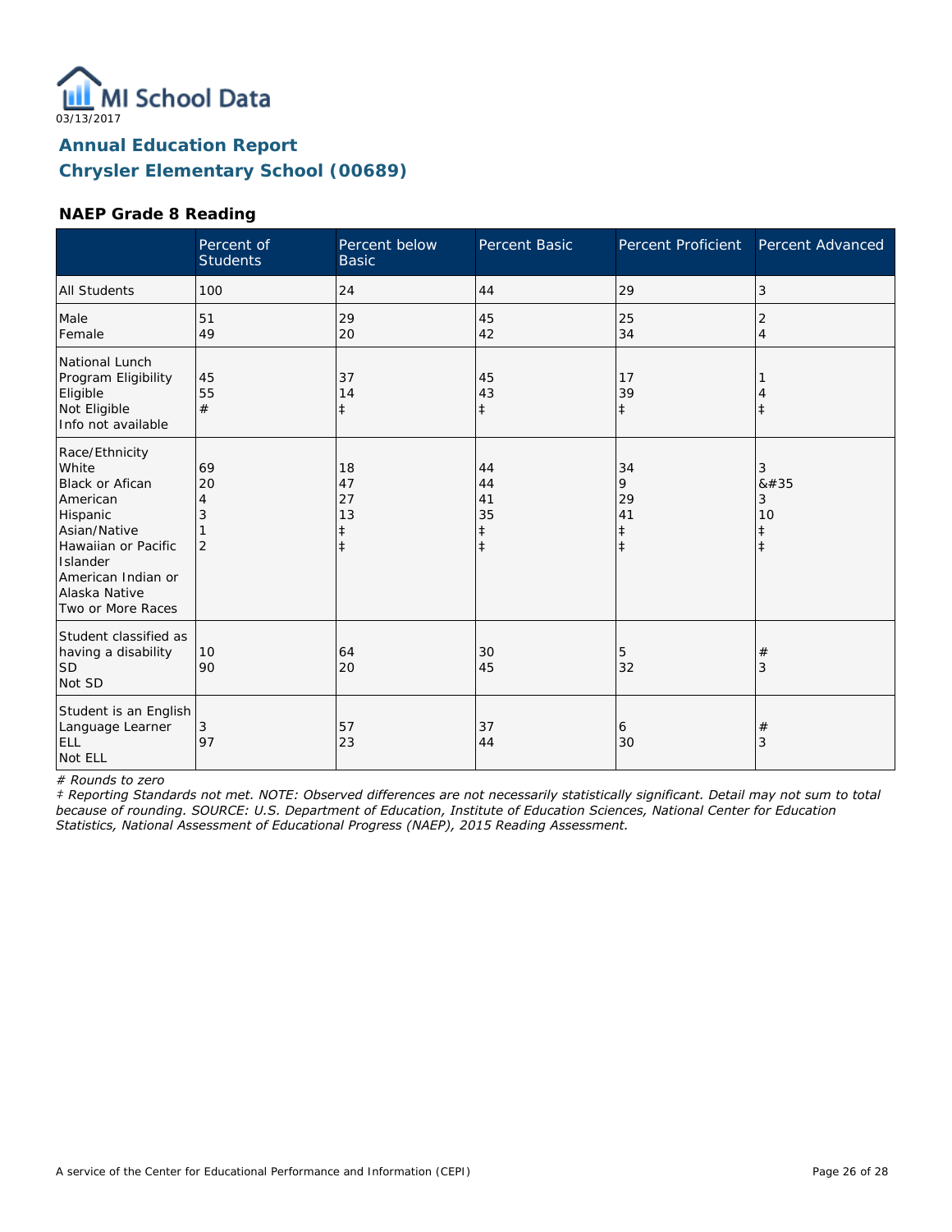03/13/2017

# Annual Education Report
## Chrysler Elementary School (00689)

### NAEP Grade 8 Reading

| | Percent of Students | Percent below Basic | Percent Basic | Percent Proficient | Percent Advanced |
|---|---|---|---|---|---|
| All Students | 100 | 24 | 44 | 29 | 3 |
| Male | 51 | 29 | 45 | 25 | 2 |
| Female | 49 | 20 | 42 | 34 | 4 |
| National Lunch Program Eligibility | | | | | |
| Eligible | 45 | 37 | 45 | 17 | 1 |
| Not Eligible | 55 | 14 | 43 | 39 | 4 |
| Info not available | # | ‡ | ‡ | ‡ | ‡ |
| Race/Ethnicity | | | | | |
| White | 69 | 18 | 44 | 34 | 3 |
| Black or Afican American | 20 | 47 | 44 | 9 | &#35 |
| Hispanic | 4 | 27 | 41 | 29 | 3 |
| Asian/Native Hawaiian or Pacific Islander | 3 | 13 | 35 | 41 | 10 |
| American Indian or Alaska Native | 1 | ‡ | ‡ | ‡ | ‡ |
| Two or More Races | 2 | ‡ | ‡ | ‡ | ‡ |
| Student classified as having a disability | | | | | |
| SD | 10 | 64 | 30 | 5 | # |
| Not SD | 90 | 20 | 45 | 32 | 3 |
| Student is an English Language Learner | | | | | |
| ELL | 3 | 57 | 37 | 6 | # |
| Not ELL | 97 | 23 | 44 | 30 | 3 |

*# Rounds to zero*

*‡ Reporting Standards not met. NOTE: Observed differences are not necessarily statistically significant. Detail may not sum to total because of rounding. SOURCE: U.S. Department of Education, Institute of Education Sciences, National Center for Education Statistics, National Assessment of Educational Progress (NAEP), 2015 Reading Assessment.*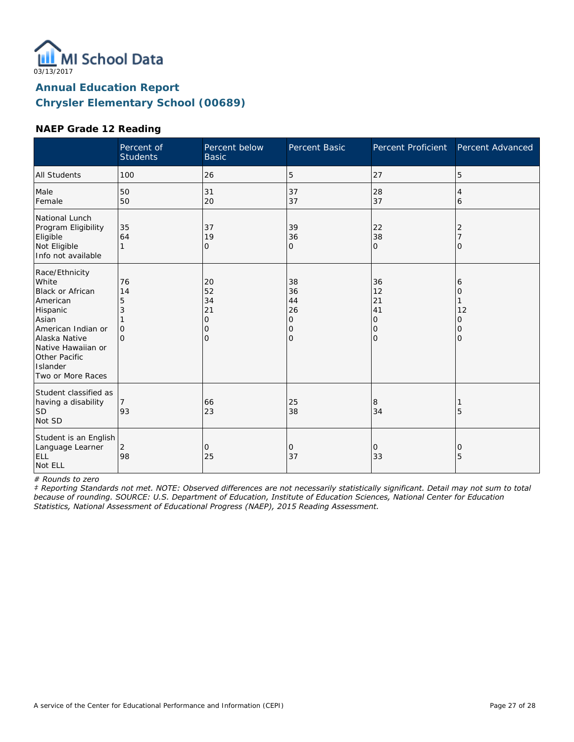03/13/2017

# Annual Education Report
## Chrysler Elementary School (00689)

### NAEP Grade 12 Reading

| | Percent of Students | Percent below Basic | Percent Basic | Percent Proficient | Percent Advanced |
|---|---|---|---|---|---|
| All Students | 100 | 26 | 5 | 27 | 5 |
| Male | 50 | 31 | 37 | 28 | 4 |
| Female | 50 | 20 | 37 | 37 | 6 |
| National Lunch Program Eligibility | | | | | |
| Eligible | 35 | 37 | 39 | 22 | 2 |
| Not Eligible | 64 | 19 | 36 | 38 | 7 |
| Info not available | 1 | 0 | 0 | 0 | 0 |
| Race/Ethnicity | | | | | |
| White | 76 | 20 | 38 | 36 | 6 |
| Black or African American | 14 | 52 | 36 | 12 | 0 |
| Hispanic | 5 | 34 | 44 | 21 | 1 |
| Asian | 3 | 21 | 26 | 41 | 12 |
| American Indian or Alaska Native | 1 | 0 | 0 | 0 | 0 |
| Native Hawaiian or Other Pacific Islander | 0 | 0 | 0 | 0 | 0 |
| Two or More Races | 0 | 0 | 0 | 0 | 0 |
| Student classified as having a disability | | | | | |
| SD | 7 | 66 | 25 | 8 | 1 |
| Not SD | 93 | 23 | 38 | 34 | 5 |
| Student is an English Language Learner | | | | | |
| ELL | 2 | 0 | 0 | 0 | 0 |
| Not ELL | 98 | 25 | 37 | 33 | 5 |

*# Rounds to zero*

*‡ Reporting Standards not met. NOTE: Observed differences are not necessarily statistically significant. Detail may not sum to total because of rounding. SOURCE: U.S. Department of Education, Institute of Education Sciences, National Center for Education Statistics, National Assessment of Educational Progress (NAEP), 2015 Reading Assessment.*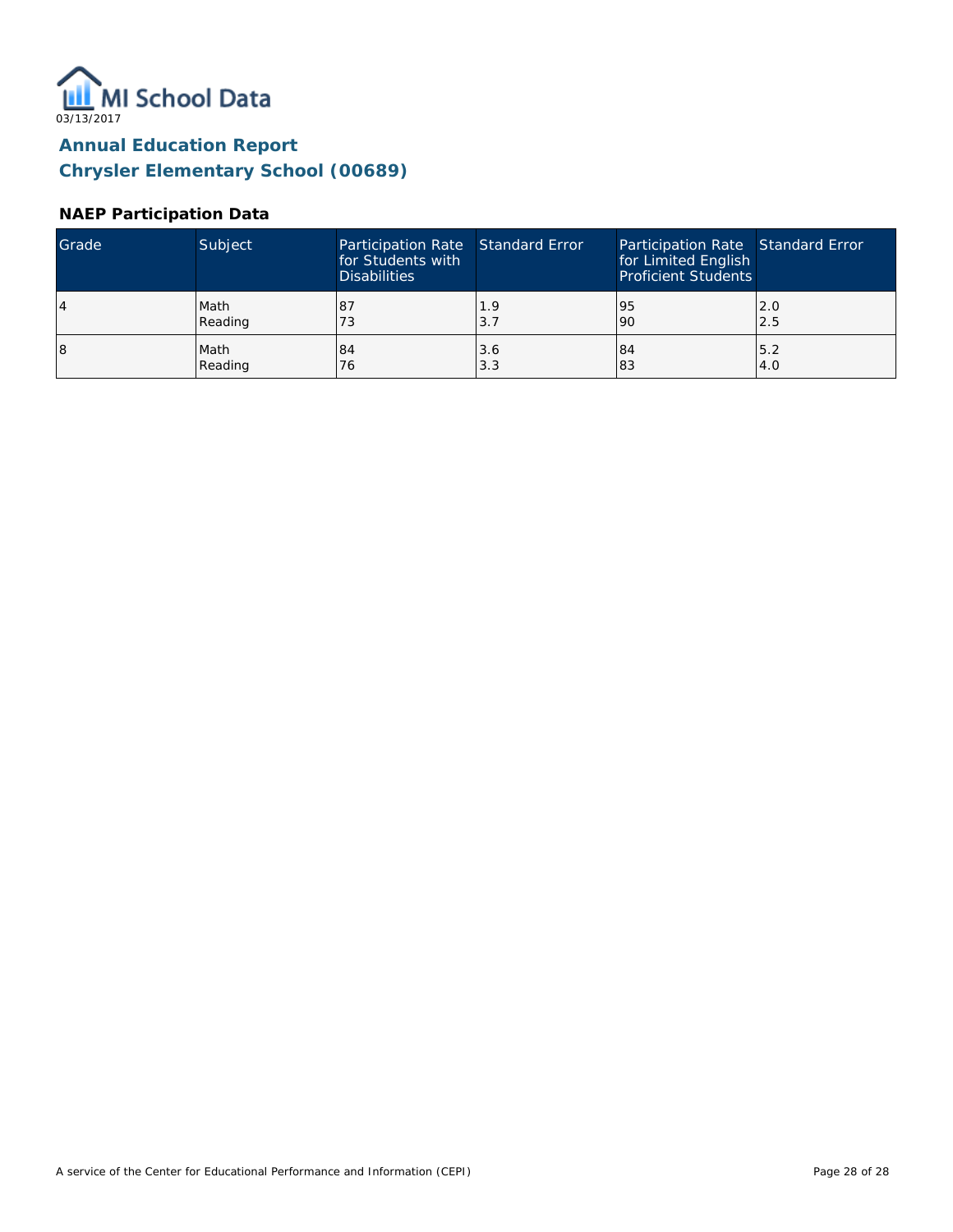MI School Data

03/13/2017

## Annual Education Report
## Chrysler Elementary School (00689)

### NAEP Participation Data

| Grade | Subject | Participation Rate for Students with Disabilities | Standard Error | Participation Rate for Limited English Proficient Students | Standard Error |
|---|---|---|---|---|---|
| 4 | Math<br>Reading | 87<br>73 | 1.9<br>3.7 | 95<br>90 | 2.0<br>2.5 |
| 8 | Math<br>Reading | 84<br>76 | 3.6<br>3.3 | 84<br>83 | 5.2<br>4.0 |

A service of the Center for Educational Performance and Information (CEPI)